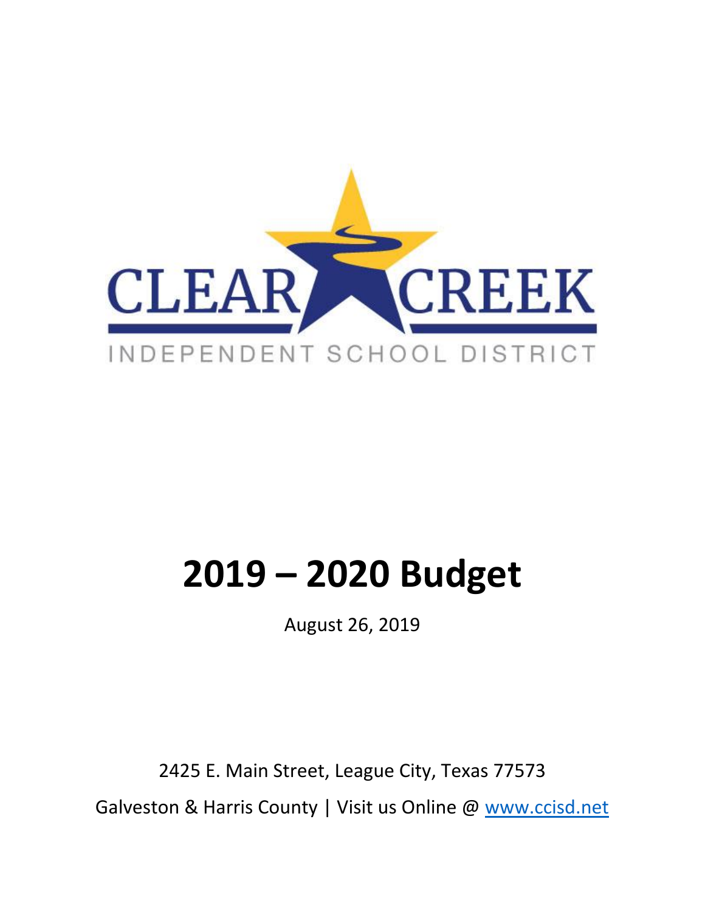CLEAR CREEK

INDEPENDENT SCHOOL DISTRICT

# 2019 – 2020 Budget

August 26, 2019

2425 E. Main Street, League City, Texas 77573

Galveston & Harris County | Visit us Online @ www.ccisd.net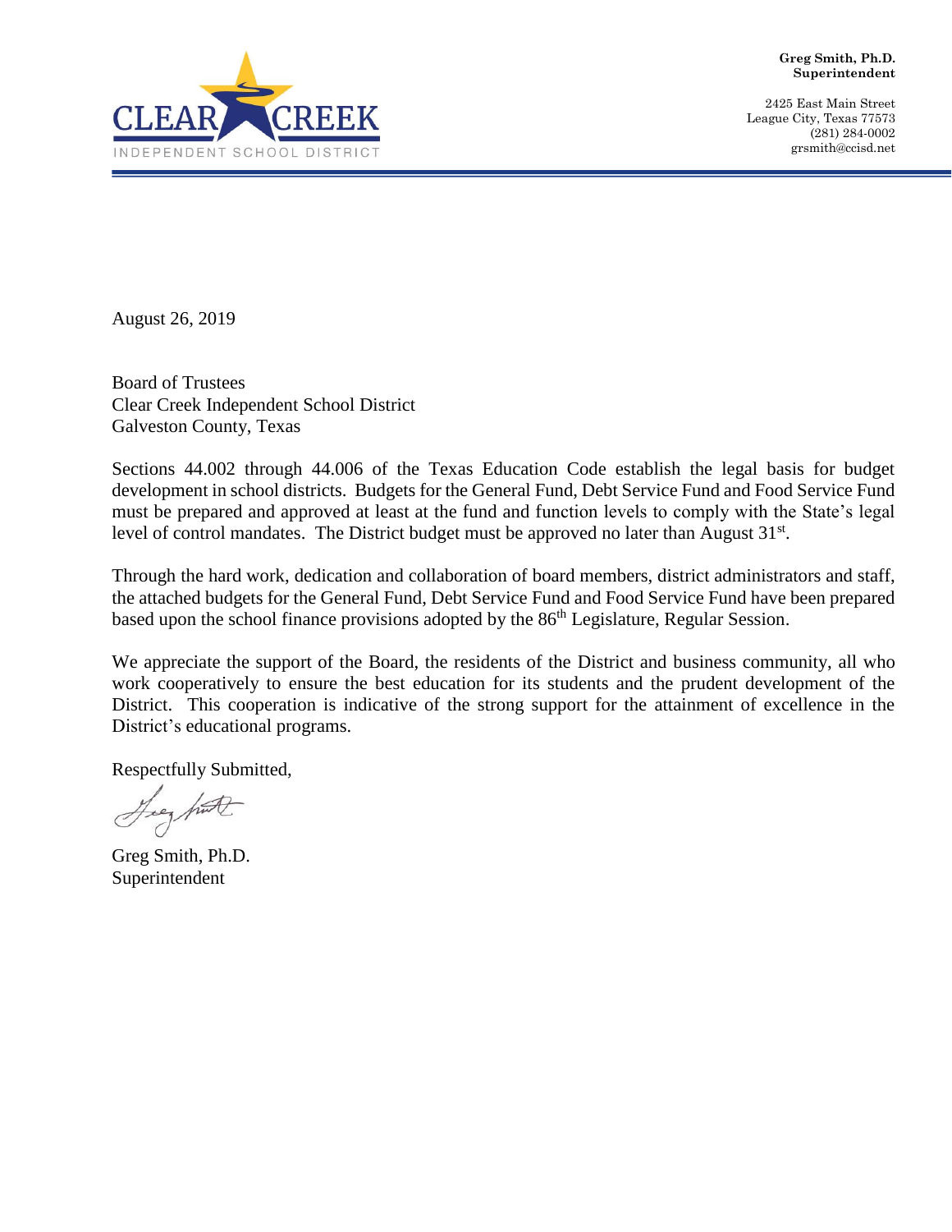**Greg Smith, Ph.D.**
**Superintendent**

2425 East Main Street
League City, Texas 77573
(281) 284-0002
grsmith@ccisd.net

August 26, 2019

Board of Trustees
Clear Creek Independent School District
Galveston County, Texas

Sections 44.002 through 44.006 of the Texas Education Code establish the legal basis for budget development in school districts. Budgets for the General Fund, Debt Service Fund and Food Service Fund must be prepared and approved at least at the fund and function levels to comply with the State's legal level of control mandates. The District budget must be approved no later than August 31st.

Through the hard work, dedication and collaboration of board members, district administrators and staff, the attached budgets for the General Fund, Debt Service Fund and Food Service Fund have been prepared based upon the school finance provisions adopted by the 86th Legislature, Regular Session.

We appreciate the support of the Board, the residents of the District and business community, all who work cooperatively to ensure the best education for its students and the prudent development of the District. This cooperation is indicative of the strong support for the attainment of excellence in the District's educational programs.

Respectfully Submitted,

Greg Smith, Ph.D.
Superintendent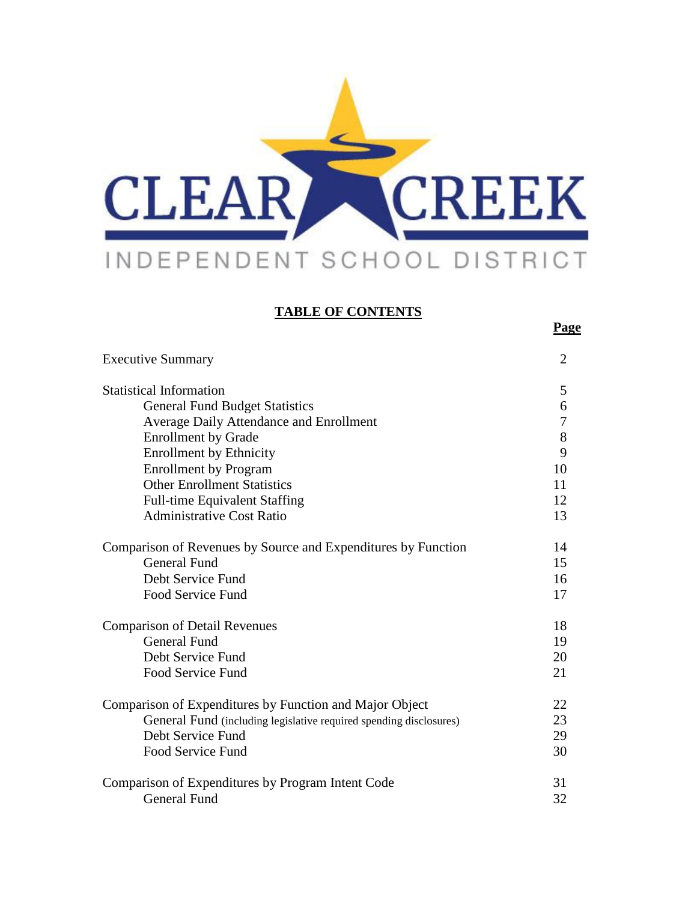CLEAR CREEK

INDEPENDENT SCHOOL DISTRICT

## TABLE OF CONTENTS

| | **Page** |
|---|---|
| Executive Summary | 2 |
| Statistical Information | 5 |
| General Fund Budget Statistics | 6 |
| Average Daily Attendance and Enrollment | 7 |
| Enrollment by Grade | 8 |
| Enrollment by Ethnicity | 9 |
| Enrollment by Program | 10 |
| Other Enrollment Statistics | 11 |
| Full-time Equivalent Staffing | 12 |
| Administrative Cost Ratio | 13 |
| Comparison of Revenues by Source and Expenditures by Function | 14 |
| General Fund | 15 |
| Debt Service Fund | 16 |
| Food Service Fund | 17 |
| Comparison of Detail Revenues | 18 |
| General Fund | 19 |
| Debt Service Fund | 20 |
| Food Service Fund | 21 |
| Comparison of Expenditures by Function and Major Object | 22 |
| General Fund (including legislative required spending disclosures) | 23 |
| Debt Service Fund | 29 |
| Food Service Fund | 30 |
| Comparison of Expenditures by Program Intent Code | 31 |
| General Fund | 32 |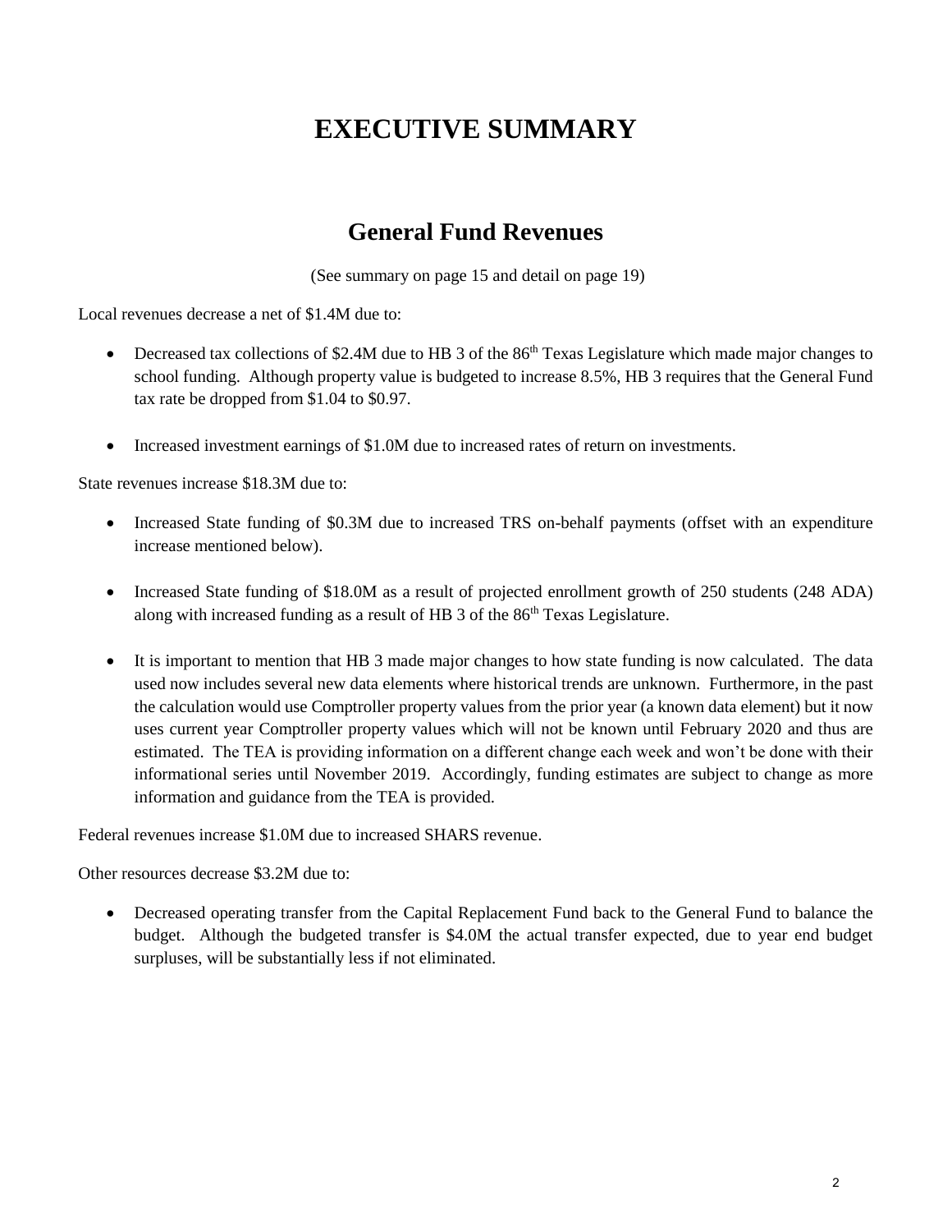# EXECUTIVE SUMMARY

## General Fund Revenues

(See summary on page 15 and detail on page 19)

Local revenues decrease a net of $1.4M due to:

- Decreased tax collections of $2.4M due to HB 3 of the 86th Texas Legislature which made major changes to school funding. Although property value is budgeted to increase 8.5%, HB 3 requires that the General Fund tax rate be dropped from $1.04 to $0.97.
- Increased investment earnings of $1.0M due to increased rates of return on investments.

State revenues increase $18.3M due to:

- Increased State funding of $0.3M due to increased TRS on-behalf payments (offset with an expenditure increase mentioned below).
- Increased State funding of $18.0M as a result of projected enrollment growth of 250 students (248 ADA) along with increased funding as a result of HB 3 of the 86th Texas Legislature.
- It is important to mention that HB 3 made major changes to how state funding is now calculated. The data used now includes several new data elements where historical trends are unknown. Furthermore, in the past the calculation would use Comptroller property values from the prior year (a known data element) but it now uses current year Comptroller property values which will not be known until February 2020 and thus are estimated. The TEA is providing information on a different change each week and won't be done with their informational series until November 2019. Accordingly, funding estimates are subject to change as more information and guidance from the TEA is provided.

Federal revenues increase $1.0M due to increased SHARS revenue.

Other resources decrease $3.2M due to:

- Decreased operating transfer from the Capital Replacement Fund back to the General Fund to balance the budget. Although the budgeted transfer is $4.0M the actual transfer expected, due to year end budget surpluses, will be substantially less if not eliminated.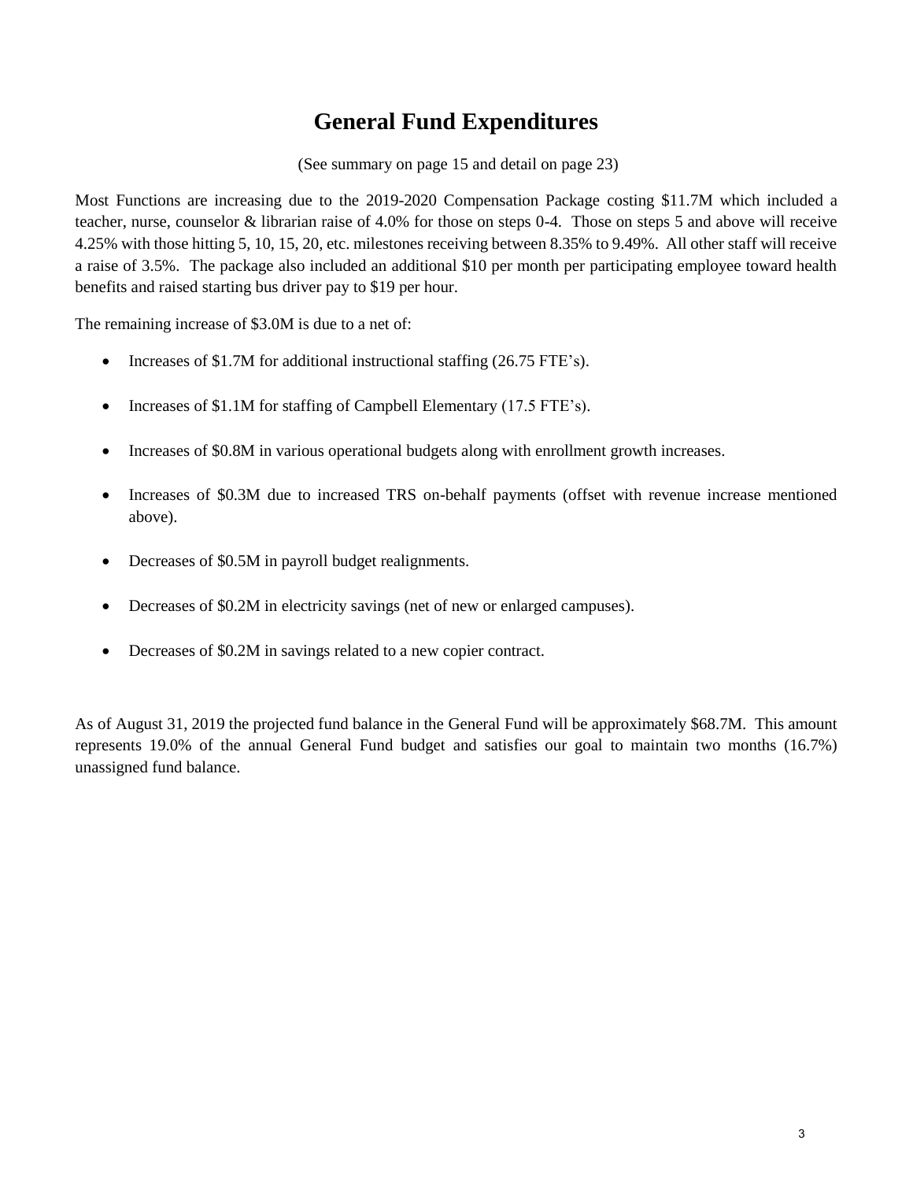# General Fund Expenditures

(See summary on page 15 and detail on page 23)

Most Functions are increasing due to the 2019-2020 Compensation Package costing $11.7M which included a teacher, nurse, counselor & librarian raise of 4.0% for those on steps 0-4. Those on steps 5 and above will receive 4.25% with those hitting 5, 10, 15, 20, etc. milestones receiving between 8.35% to 9.49%. All other staff will receive a raise of 3.5%. The package also included an additional $10 per month per participating employee toward health benefits and raised starting bus driver pay to $19 per hour.

The remaining increase of $3.0M is due to a net of:

- Increases of $1.7M for additional instructional staffing (26.75 FTE's).
- Increases of $1.1M for staffing of Campbell Elementary (17.5 FTE's).
- Increases of $0.8M in various operational budgets along with enrollment growth increases.
- Increases of $0.3M due to increased TRS on-behalf payments (offset with revenue increase mentioned above).
- Decreases of $0.5M in payroll budget realignments.
- Decreases of $0.2M in electricity savings (net of new or enlarged campuses).
- Decreases of $0.2M in savings related to a new copier contract.

As of August 31, 2019 the projected fund balance in the General Fund will be approximately $68.7M. This amount represents 19.0% of the annual General Fund budget and satisfies our goal to maintain two months (16.7%) unassigned fund balance.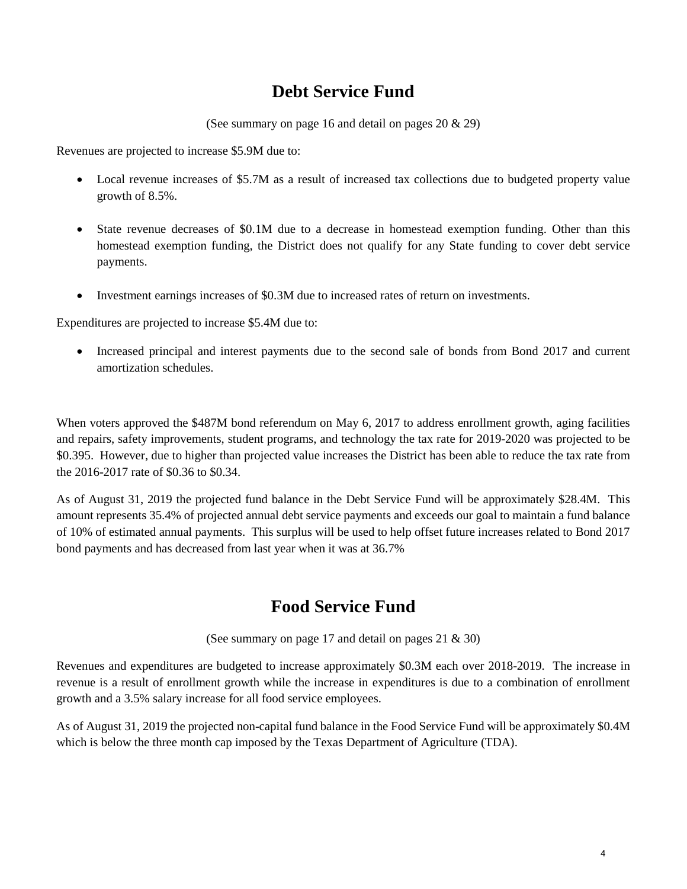# Debt Service Fund

(See summary on page 16 and detail on pages 20 & 29)

Revenues are projected to increase $5.9M due to:

- Local revenue increases of $5.7M as a result of increased tax collections due to budgeted property value growth of 8.5%.
- State revenue decreases of $0.1M due to a decrease in homestead exemption funding. Other than this homestead exemption funding, the District does not qualify for any State funding to cover debt service payments.
- Investment earnings increases of $0.3M due to increased rates of return on investments.

Expenditures are projected to increase $5.4M due to:

- Increased principal and interest payments due to the second sale of bonds from Bond 2017 and current amortization schedules.

When voters approved the $487M bond referendum on May 6, 2017 to address enrollment growth, aging facilities and repairs, safety improvements, student programs, and technology the tax rate for 2019-2020 was projected to be $0.395. However, due to higher than projected value increases the District has been able to reduce the tax rate from the 2016-2017 rate of $0.36 to $0.34.

As of August 31, 2019 the projected fund balance in the Debt Service Fund will be approximately $28.4M. This amount represents 35.4% of projected annual debt service payments and exceeds our goal to maintain a fund balance of 10% of estimated annual payments. This surplus will be used to help offset future increases related to Bond 2017 bond payments and has decreased from last year when it was at 36.7%

# Food Service Fund

(See summary on page 17 and detail on pages 21 & 30)

Revenues and expenditures are budgeted to increase approximately $0.3M each over 2018-2019. The increase in revenue is a result of enrollment growth while the increase in expenditures is due to a combination of enrollment growth and a 3.5% salary increase for all food service employees.

As of August 31, 2019 the projected non-capital fund balance in the Food Service Fund will be approximately $0.4M which is below the three month cap imposed by the Texas Department of Agriculture (TDA).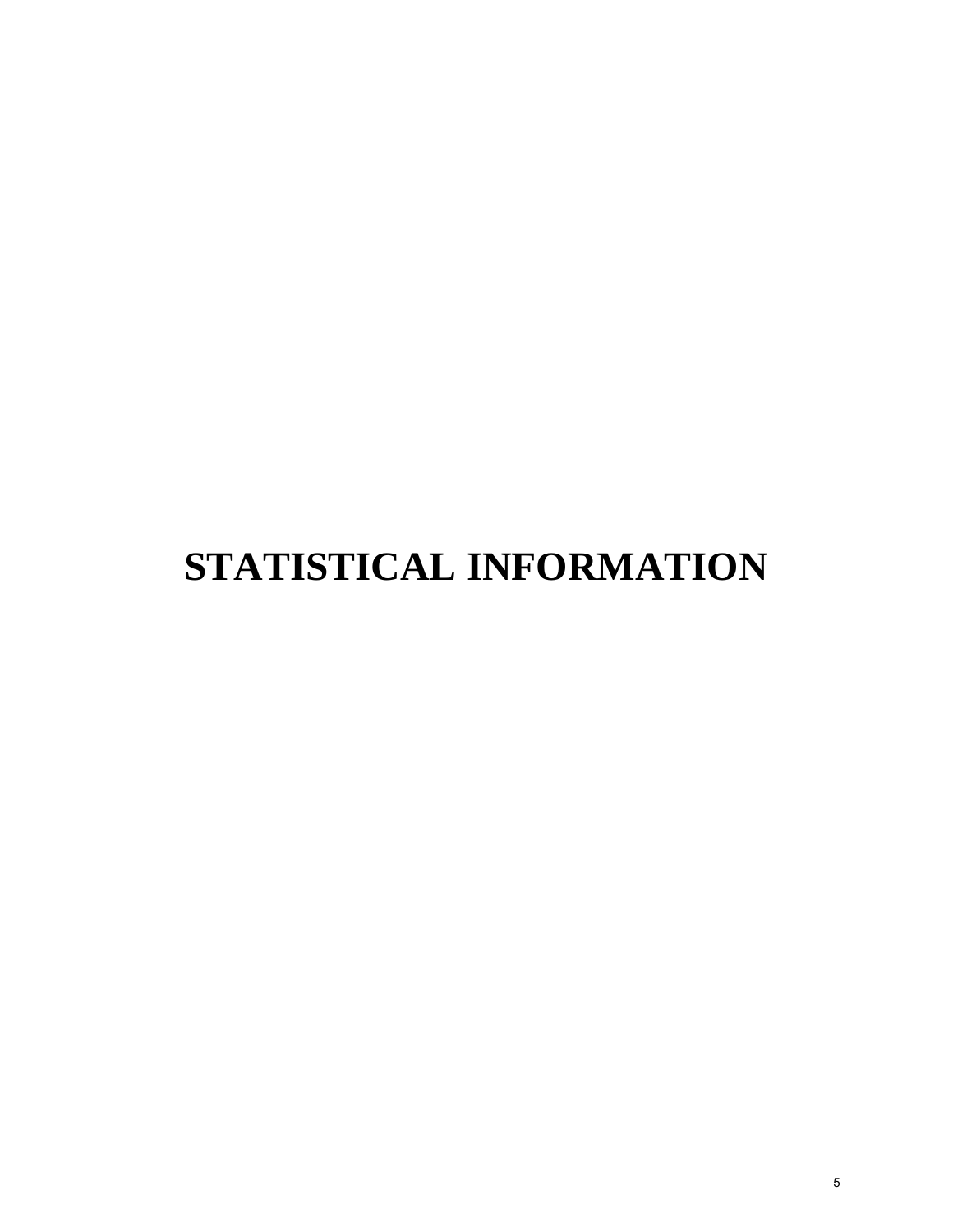# STATISTICAL INFORMATION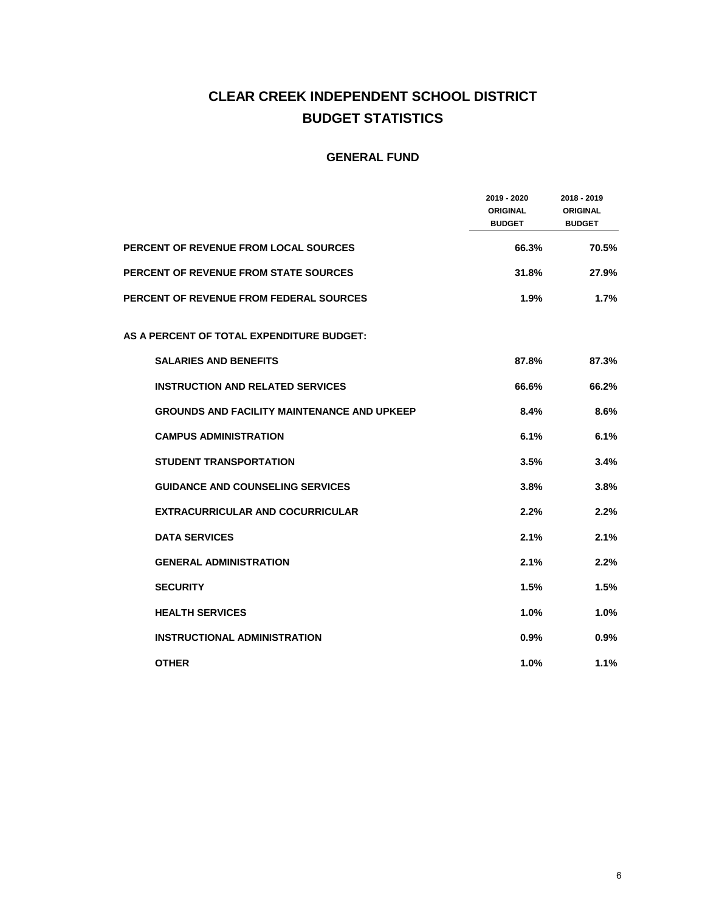# CLEAR CREEK INDEPENDENT SCHOOL DISTRICT
# BUDGET STATISTICS

## GENERAL FUND

| | 2019 - 2020 ORIGINAL BUDGET | 2018 - 2019 ORIGINAL BUDGET |
|---|---|---|
| **PERCENT OF REVENUE FROM LOCAL SOURCES** | **66.3%** | **70.5%** |
| **PERCENT OF REVENUE FROM STATE SOURCES** | **31.8%** | **27.9%** |
| **PERCENT OF REVENUE FROM FEDERAL SOURCES** | **1.9%** | **1.7%** |
| **AS A PERCENT OF TOTAL EXPENDITURE BUDGET:** | | |
| **SALARIES AND BENEFITS** | **87.8%** | **87.3%** |
| **INSTRUCTION AND RELATED SERVICES** | **66.6%** | **66.2%** |
| **GROUNDS AND FACILITY MAINTENANCE AND UPKEEP** | **8.4%** | **8.6%** |
| **CAMPUS ADMINISTRATION** | **6.1%** | **6.1%** |
| **STUDENT TRANSPORTATION** | **3.5%** | **3.4%** |
| **GUIDANCE AND COUNSELING SERVICES** | **3.8%** | **3.8%** |
| **EXTRACURRICULAR AND COCURRICULAR** | **2.2%** | **2.2%** |
| **DATA SERVICES** | **2.1%** | **2.1%** |
| **GENERAL ADMINISTRATION** | **2.1%** | **2.2%** |
| **SECURITY** | **1.5%** | **1.5%** |
| **HEALTH SERVICES** | **1.0%** | **1.0%** |
| **INSTRUCTIONAL ADMINISTRATION** | **0.9%** | **0.9%** |
| **OTHER** | **1.0%** | **1.1%** |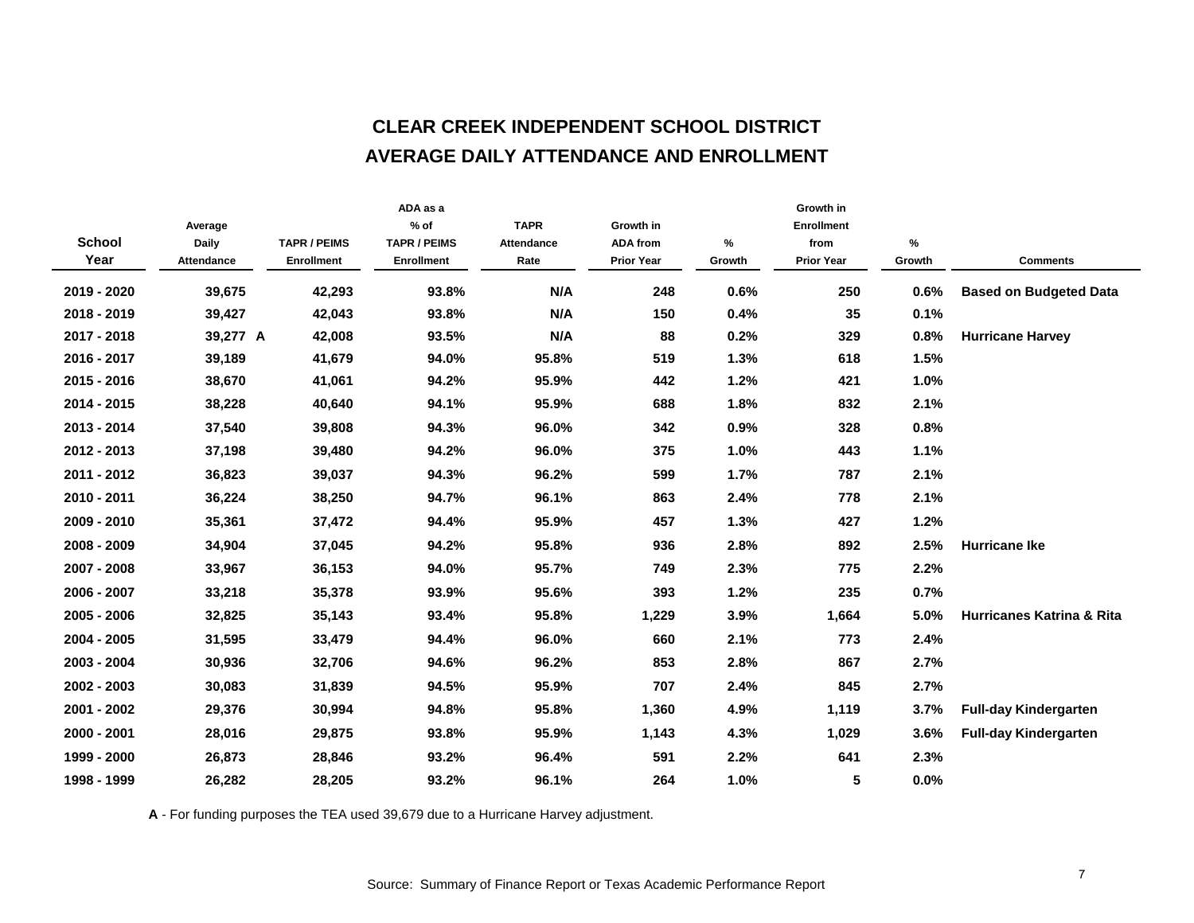# CLEAR CREEK INDEPENDENT SCHOOL DISTRICT
## AVERAGE DAILY ATTENDANCE AND ENROLLMENT

| School Year | Average Daily Attendance | TAPR / PEIMS Enrollment | ADA as a % of TAPR / PEIMS Enrollment | TAPR Attendance Rate | Growth in ADA from Prior Year | % Growth | Growth in Enrollment from Prior Year | % Growth | Comments |
|---|---|---|---|---|---|---|---|---|---|
| 2019 - 2020 | 39,675 | 42,293 | 93.8% | N/A | 248 | 0.6% | 250 | 0.6% | Based on Budgeted Data |
| 2018 - 2019 | 39,427 | 42,043 | 93.8% | N/A | 150 | 0.4% | 35 | 0.1% | |
| 2017 - 2018 | 39,277 A | 42,008 | 93.5% | N/A | 88 | 0.2% | 329 | 0.8% | Hurricane Harvey |
| 2016 - 2017 | 39,189 | 41,679 | 94.0% | 95.8% | 519 | 1.3% | 618 | 1.5% | |
| 2015 - 2016 | 38,670 | 41,061 | 94.2% | 95.9% | 442 | 1.2% | 421 | 1.0% | |
| 2014 - 2015 | 38,228 | 40,640 | 94.1% | 95.9% | 688 | 1.8% | 832 | 2.1% | |
| 2013 - 2014 | 37,540 | 39,808 | 94.3% | 96.0% | 342 | 0.9% | 328 | 0.8% | |
| 2012 - 2013 | 37,198 | 39,480 | 94.2% | 96.0% | 375 | 1.0% | 443 | 1.1% | |
| 2011 - 2012 | 36,823 | 39,037 | 94.3% | 96.2% | 599 | 1.7% | 787 | 2.1% | |
| 2010 - 2011 | 36,224 | 38,250 | 94.7% | 96.1% | 863 | 2.4% | 778 | 2.1% | |
| 2009 - 2010 | 35,361 | 37,472 | 94.4% | 95.9% | 457 | 1.3% | 427 | 1.2% | |
| 2008 - 2009 | 34,904 | 37,045 | 94.2% | 95.8% | 936 | 2.8% | 892 | 2.5% | Hurricane Ike |
| 2007 - 2008 | 33,967 | 36,153 | 94.0% | 95.7% | 749 | 2.3% | 775 | 2.2% | |
| 2006 - 2007 | 33,218 | 35,378 | 93.9% | 95.6% | 393 | 1.2% | 235 | 0.7% | |
| 2005 - 2006 | 32,825 | 35,143 | 93.4% | 95.8% | 1,229 | 3.9% | 1,664 | 5.0% | Hurricanes Katrina & Rita |
| 2004 - 2005 | 31,595 | 33,479 | 94.4% | 96.0% | 660 | 2.1% | 773 | 2.4% | |
| 2003 - 2004 | 30,936 | 32,706 | 94.6% | 96.2% | 853 | 2.8% | 867 | 2.7% | |
| 2002 - 2003 | 30,083 | 31,839 | 94.5% | 95.9% | 707 | 2.4% | 845 | 2.7% | |
| 2001 - 2002 | 29,376 | 30,994 | 94.8% | 95.8% | 1,360 | 4.9% | 1,119 | 3.7% | Full-day Kindergarten |
| 2000 - 2001 | 28,016 | 29,875 | 93.8% | 95.9% | 1,143 | 4.3% | 1,029 | 3.6% | Full-day Kindergarten |
| 1999 - 2000 | 26,873 | 28,846 | 93.2% | 96.4% | 591 | 2.2% | 641 | 2.3% | |
| 1998 - 1999 | 26,282 | 28,205 | 93.2% | 96.1% | 264 | 1.0% | 5 | 0.0% | |

**A** - For funding purposes the TEA used 39,679 due to a Hurricane Harvey adjustment.

Source: Summary of Finance Report or Texas Academic Performance Report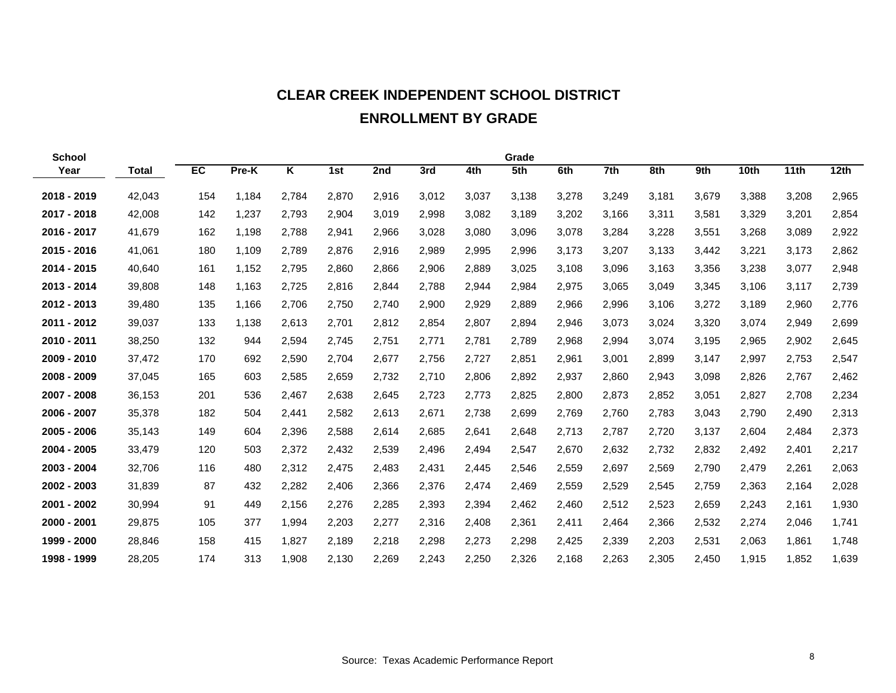# CLEAR CREEK INDEPENDENT SCHOOL DISTRICT

## ENROLLMENT BY GRADE

| School Year | Total | EC | Pre-K | K | 1st | 2nd | 3rd | 4th | 5th | 6th | 7th | 8th | 9th | 10th | 11th | 12th |
|---|---|---|---|---|---|---|---|---|---|---|---|---|---|---|---|---|
| **2018 - 2019** | 42,043 | 154 | 1,184 | 2,784 | 2,870 | 2,916 | 3,012 | 3,037 | 3,138 | 3,278 | 3,249 | 3,181 | 3,679 | 3,388 | 3,208 | 2,965 |
| **2017 - 2018** | 42,008 | 142 | 1,237 | 2,793 | 2,904 | 3,019 | 2,998 | 3,082 | 3,189 | 3,202 | 3,166 | 3,311 | 3,581 | 3,329 | 3,201 | 2,854 |
| **2016 - 2017** | 41,679 | 162 | 1,198 | 2,788 | 2,941 | 2,966 | 3,028 | 3,080 | 3,096 | 3,078 | 3,284 | 3,228 | 3,551 | 3,268 | 3,089 | 2,922 |
| **2015 - 2016** | 41,061 | 180 | 1,109 | 2,789 | 2,876 | 2,916 | 2,989 | 2,995 | 2,996 | 3,173 | 3,207 | 3,133 | 3,442 | 3,221 | 3,173 | 2,862 |
| **2014 - 2015** | 40,640 | 161 | 1,152 | 2,795 | 2,860 | 2,866 | 2,906 | 2,889 | 3,025 | 3,108 | 3,096 | 3,163 | 3,356 | 3,238 | 3,077 | 2,948 |
| **2013 - 2014** | 39,808 | 148 | 1,163 | 2,725 | 2,816 | 2,844 | 2,788 | 2,944 | 2,984 | 2,975 | 3,065 | 3,049 | 3,345 | 3,106 | 3,117 | 2,739 |
| **2012 - 2013** | 39,480 | 135 | 1,166 | 2,706 | 2,750 | 2,740 | 2,900 | 2,929 | 2,889 | 2,966 | 2,996 | 3,106 | 3,272 | 3,189 | 2,960 | 2,776 |
| **2011 - 2012** | 39,037 | 133 | 1,138 | 2,613 | 2,701 | 2,812 | 2,854 | 2,807 | 2,894 | 2,946 | 3,073 | 3,024 | 3,320 | 3,074 | 2,949 | 2,699 |
| **2010 - 2011** | 38,250 | 132 | 944 | 2,594 | 2,745 | 2,751 | 2,771 | 2,781 | 2,789 | 2,968 | 2,994 | 3,074 | 3,195 | 2,965 | 2,902 | 2,645 |
| **2009 - 2010** | 37,472 | 170 | 692 | 2,590 | 2,704 | 2,677 | 2,756 | 2,727 | 2,851 | 2,961 | 3,001 | 2,899 | 3,147 | 2,997 | 2,753 | 2,547 |
| **2008 - 2009** | 37,045 | 165 | 603 | 2,585 | 2,659 | 2,732 | 2,710 | 2,806 | 2,892 | 2,937 | 2,860 | 2,943 | 3,098 | 2,826 | 2,767 | 2,462 |
| **2007 - 2008** | 36,153 | 201 | 536 | 2,467 | 2,638 | 2,645 | 2,723 | 2,773 | 2,825 | 2,800 | 2,873 | 2,852 | 3,051 | 2,827 | 2,708 | 2,234 |
| **2006 - 2007** | 35,378 | 182 | 504 | 2,441 | 2,582 | 2,613 | 2,671 | 2,738 | 2,699 | 2,769 | 2,760 | 2,783 | 3,043 | 2,790 | 2,490 | 2,313 |
| **2005 - 2006** | 35,143 | 149 | 604 | 2,396 | 2,588 | 2,614 | 2,685 | 2,641 | 2,648 | 2,713 | 2,787 | 2,720 | 3,137 | 2,604 | 2,484 | 2,373 |
| **2004 - 2005** | 33,479 | 120 | 503 | 2,372 | 2,432 | 2,539 | 2,496 | 2,494 | 2,547 | 2,670 | 2,632 | 2,732 | 2,832 | 2,492 | 2,401 | 2,217 |
| **2003 - 2004** | 32,706 | 116 | 480 | 2,312 | 2,475 | 2,483 | 2,431 | 2,445 | 2,546 | 2,559 | 2,697 | 2,569 | 2,790 | 2,479 | 2,261 | 2,063 |
| **2002 - 2003** | 31,839 | 87 | 432 | 2,282 | 2,406 | 2,366 | 2,376 | 2,474 | 2,469 | 2,559 | 2,529 | 2,545 | 2,759 | 2,363 | 2,164 | 2,028 |
| **2001 - 2002** | 30,994 | 91 | 449 | 2,156 | 2,276 | 2,285 | 2,393 | 2,394 | 2,462 | 2,460 | 2,512 | 2,523 | 2,659 | 2,243 | 2,161 | 1,930 |
| **2000 - 2001** | 29,875 | 105 | 377 | 1,994 | 2,203 | 2,277 | 2,316 | 2,408 | 2,361 | 2,411 | 2,464 | 2,366 | 2,532 | 2,274 | 2,046 | 1,741 |
| **1999 - 2000** | 28,846 | 158 | 415 | 1,827 | 2,189 | 2,218 | 2,298 | 2,273 | 2,298 | 2,425 | 2,339 | 2,203 | 2,531 | 2,063 | 1,861 | 1,748 |
| **1998 - 1999** | 28,205 | 174 | 313 | 1,908 | 2,130 | 2,269 | 2,243 | 2,250 | 2,326 | 2,168 | 2,263 | 2,305 | 2,450 | 1,915 | 1,852 | 1,639 |

Source: Texas Academic Performance Report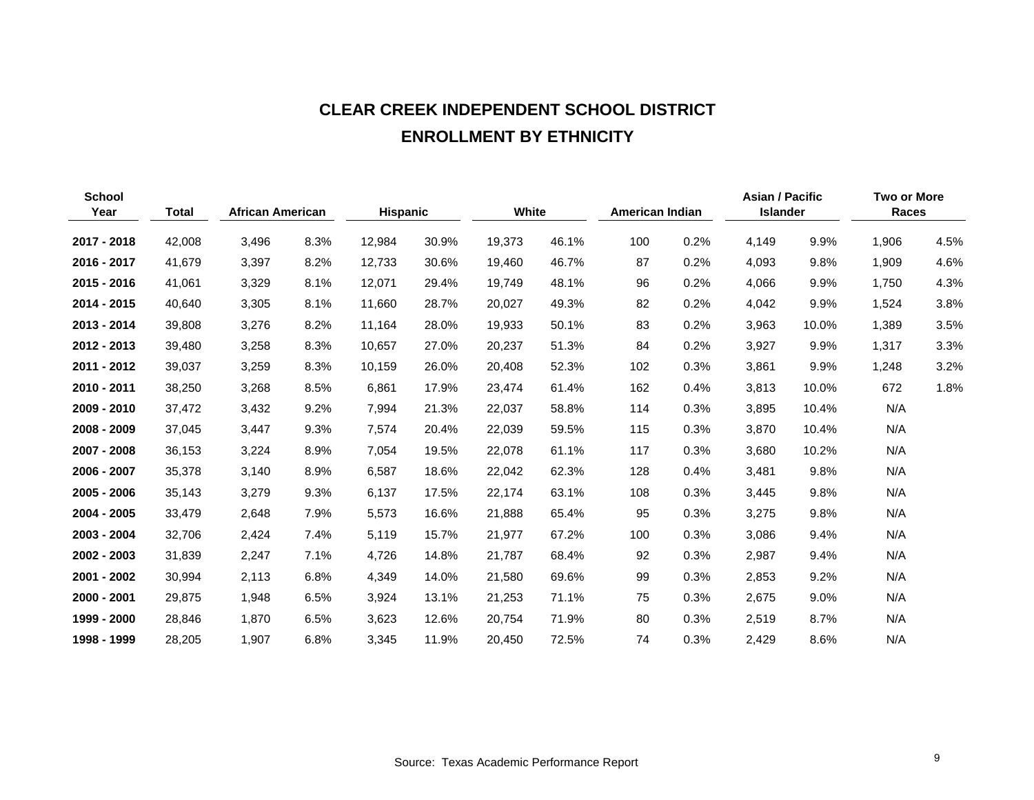# CLEAR CREEK INDEPENDENT SCHOOL DISTRICT

## ENROLLMENT BY ETHNICITY

| School Year | Total | African American | | Hispanic | | White | | American Indian | | Asian / Pacific Islander | | Two or More Races | |
|---|---|---|---|---|---|---|---|---|---|---|---|---|---|
| 2017 - 2018 | 42,008 | 3,496 | 8.3% | 12,984 | 30.9% | 19,373 | 46.1% | 100 | 0.2% | 4,149 | 9.9% | 1,906 | 4.5% |
| 2016 - 2017 | 41,679 | 3,397 | 8.2% | 12,733 | 30.6% | 19,460 | 46.7% | 87 | 0.2% | 4,093 | 9.8% | 1,909 | 4.6% |
| 2015 - 2016 | 41,061 | 3,329 | 8.1% | 12,071 | 29.4% | 19,749 | 48.1% | 96 | 0.2% | 4,066 | 9.9% | 1,750 | 4.3% |
| 2014 - 2015 | 40,640 | 3,305 | 8.1% | 11,660 | 28.7% | 20,027 | 49.3% | 82 | 0.2% | 4,042 | 9.9% | 1,524 | 3.8% |
| 2013 - 2014 | 39,808 | 3,276 | 8.2% | 11,164 | 28.0% | 19,933 | 50.1% | 83 | 0.2% | 3,963 | 10.0% | 1,389 | 3.5% |
| 2012 - 2013 | 39,480 | 3,258 | 8.3% | 10,657 | 27.0% | 20,237 | 51.3% | 84 | 0.2% | 3,927 | 9.9% | 1,317 | 3.3% |
| 2011 - 2012 | 39,037 | 3,259 | 8.3% | 10,159 | 26.0% | 20,408 | 52.3% | 102 | 0.3% | 3,861 | 9.9% | 1,248 | 3.2% |
| 2010 - 2011 | 38,250 | 3,268 | 8.5% | 6,861 | 17.9% | 23,474 | 61.4% | 162 | 0.4% | 3,813 | 10.0% | 672 | 1.8% |
| 2009 - 2010 | 37,472 | 3,432 | 9.2% | 7,994 | 21.3% | 22,037 | 58.8% | 114 | 0.3% | 3,895 | 10.4% | N/A | |
| 2008 - 2009 | 37,045 | 3,447 | 9.3% | 7,574 | 20.4% | 22,039 | 59.5% | 115 | 0.3% | 3,870 | 10.4% | N/A | |
| 2007 - 2008 | 36,153 | 3,224 | 8.9% | 7,054 | 19.5% | 22,078 | 61.1% | 117 | 0.3% | 3,680 | 10.2% | N/A | |
| 2006 - 2007 | 35,378 | 3,140 | 8.9% | 6,587 | 18.6% | 22,042 | 62.3% | 128 | 0.4% | 3,481 | 9.8% | N/A | |
| 2005 - 2006 | 35,143 | 3,279 | 9.3% | 6,137 | 17.5% | 22,174 | 63.1% | 108 | 0.3% | 3,445 | 9.8% | N/A | |
| 2004 - 2005 | 33,479 | 2,648 | 7.9% | 5,573 | 16.6% | 21,888 | 65.4% | 95 | 0.3% | 3,275 | 9.8% | N/A | |
| 2003 - 2004 | 32,706 | 2,424 | 7.4% | 5,119 | 15.7% | 21,977 | 67.2% | 100 | 0.3% | 3,086 | 9.4% | N/A | |
| 2002 - 2003 | 31,839 | 2,247 | 7.1% | 4,726 | 14.8% | 21,787 | 68.4% | 92 | 0.3% | 2,987 | 9.4% | N/A | |
| 2001 - 2002 | 30,994 | 2,113 | 6.8% | 4,349 | 14.0% | 21,580 | 69.6% | 99 | 0.3% | 2,853 | 9.2% | N/A | |
| 2000 - 2001 | 29,875 | 1,948 | 6.5% | 3,924 | 13.1% | 21,253 | 71.1% | 75 | 0.3% | 2,675 | 9.0% | N/A | |
| 1999 - 2000 | 28,846 | 1,870 | 6.5% | 3,623 | 12.6% | 20,754 | 71.9% | 80 | 0.3% | 2,519 | 8.7% | N/A | |
| 1998 - 1999 | 28,205 | 1,907 | 6.8% | 3,345 | 11.9% | 20,450 | 72.5% | 74 | 0.3% | 2,429 | 8.6% | N/A | |

Source: Texas Academic Performance Report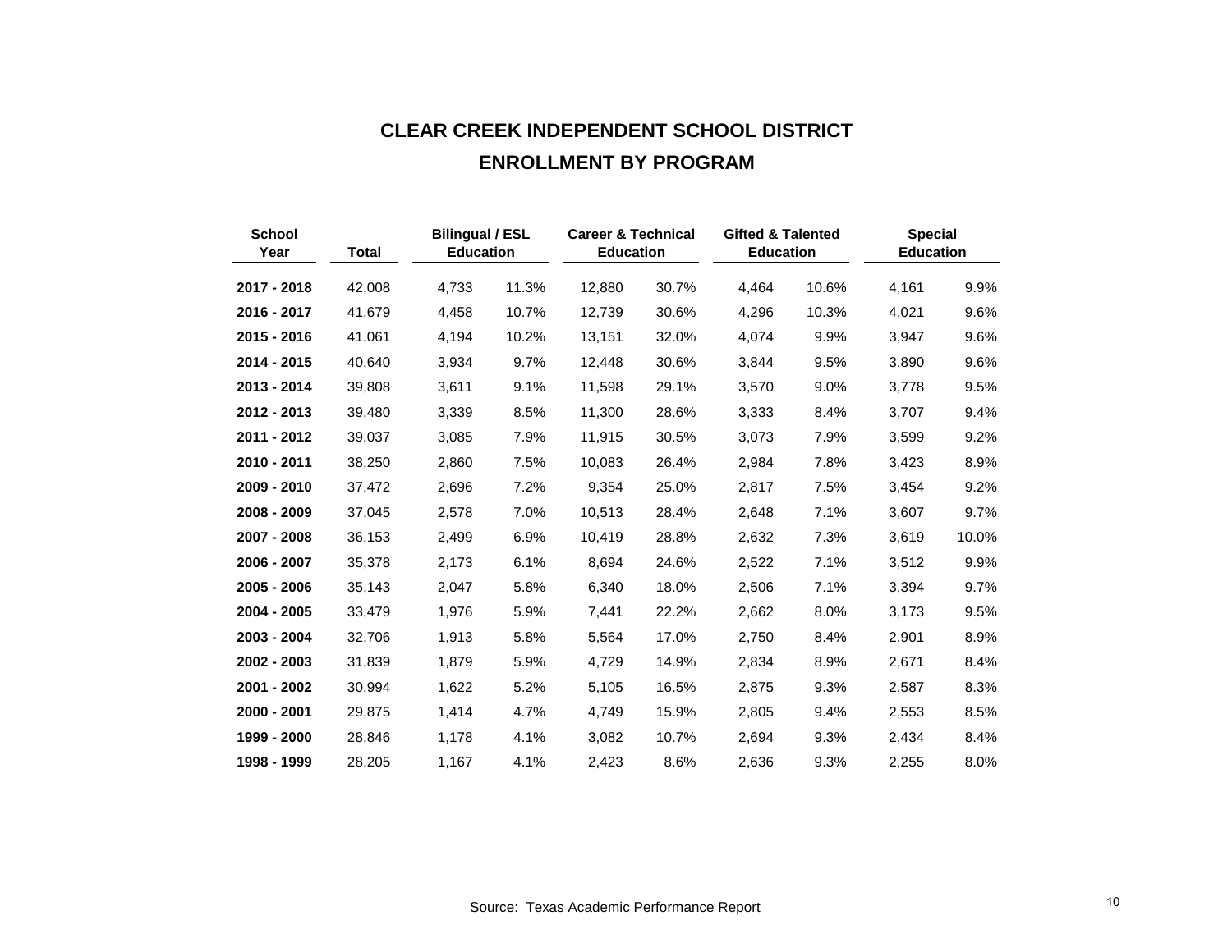# CLEAR CREEK INDEPENDENT SCHOOL DISTRICT

## ENROLLMENT BY PROGRAM

| School Year | Total | Bilingual / ESL Education | | Career & Technical Education | | Gifted & Talented Education | | Special Education | |
|---|---|---|---|---|---|---|---|---|---|
| **2017 - 2018** | 42,008 | 4,733 | 11.3% | 12,880 | 30.7% | 4,464 | 10.6% | 4,161 | 9.9% |
| **2016 - 2017** | 41,679 | 4,458 | 10.7% | 12,739 | 30.6% | 4,296 | 10.3% | 4,021 | 9.6% |
| **2015 - 2016** | 41,061 | 4,194 | 10.2% | 13,151 | 32.0% | 4,074 | 9.9% | 3,947 | 9.6% |
| **2014 - 2015** | 40,640 | 3,934 | 9.7% | 12,448 | 30.6% | 3,844 | 9.5% | 3,890 | 9.6% |
| **2013 - 2014** | 39,808 | 3,611 | 9.1% | 11,598 | 29.1% | 3,570 | 9.0% | 3,778 | 9.5% |
| **2012 - 2013** | 39,480 | 3,339 | 8.5% | 11,300 | 28.6% | 3,333 | 8.4% | 3,707 | 9.4% |
| **2011 - 2012** | 39,037 | 3,085 | 7.9% | 11,915 | 30.5% | 3,073 | 7.9% | 3,599 | 9.2% |
| **2010 - 2011** | 38,250 | 2,860 | 7.5% | 10,083 | 26.4% | 2,984 | 7.8% | 3,423 | 8.9% |
| **2009 - 2010** | 37,472 | 2,696 | 7.2% | 9,354 | 25.0% | 2,817 | 7.5% | 3,454 | 9.2% |
| **2008 - 2009** | 37,045 | 2,578 | 7.0% | 10,513 | 28.4% | 2,648 | 7.1% | 3,607 | 9.7% |
| **2007 - 2008** | 36,153 | 2,499 | 6.9% | 10,419 | 28.8% | 2,632 | 7.3% | 3,619 | 10.0% |
| **2006 - 2007** | 35,378 | 2,173 | 6.1% | 8,694 | 24.6% | 2,522 | 7.1% | 3,512 | 9.9% |
| **2005 - 2006** | 35,143 | 2,047 | 5.8% | 6,340 | 18.0% | 2,506 | 7.1% | 3,394 | 9.7% |
| **2004 - 2005** | 33,479 | 1,976 | 5.9% | 7,441 | 22.2% | 2,662 | 8.0% | 3,173 | 9.5% |
| **2003 - 2004** | 32,706 | 1,913 | 5.8% | 5,564 | 17.0% | 2,750 | 8.4% | 2,901 | 8.9% |
| **2002 - 2003** | 31,839 | 1,879 | 5.9% | 4,729 | 14.9% | 2,834 | 8.9% | 2,671 | 8.4% |
| **2001 - 2002** | 30,994 | 1,622 | 5.2% | 5,105 | 16.5% | 2,875 | 9.3% | 2,587 | 8.3% |
| **2000 - 2001** | 29,875 | 1,414 | 4.7% | 4,749 | 15.9% | 2,805 | 9.4% | 2,553 | 8.5% |
| **1999 - 2000** | 28,846 | 1,178 | 4.1% | 3,082 | 10.7% | 2,694 | 9.3% | 2,434 | 8.4% |
| **1998 - 1999** | 28,205 | 1,167 | 4.1% | 2,423 | 8.6% | 2,636 | 9.3% | 2,255 | 8.0% |

Source: Texas Academic Performance Report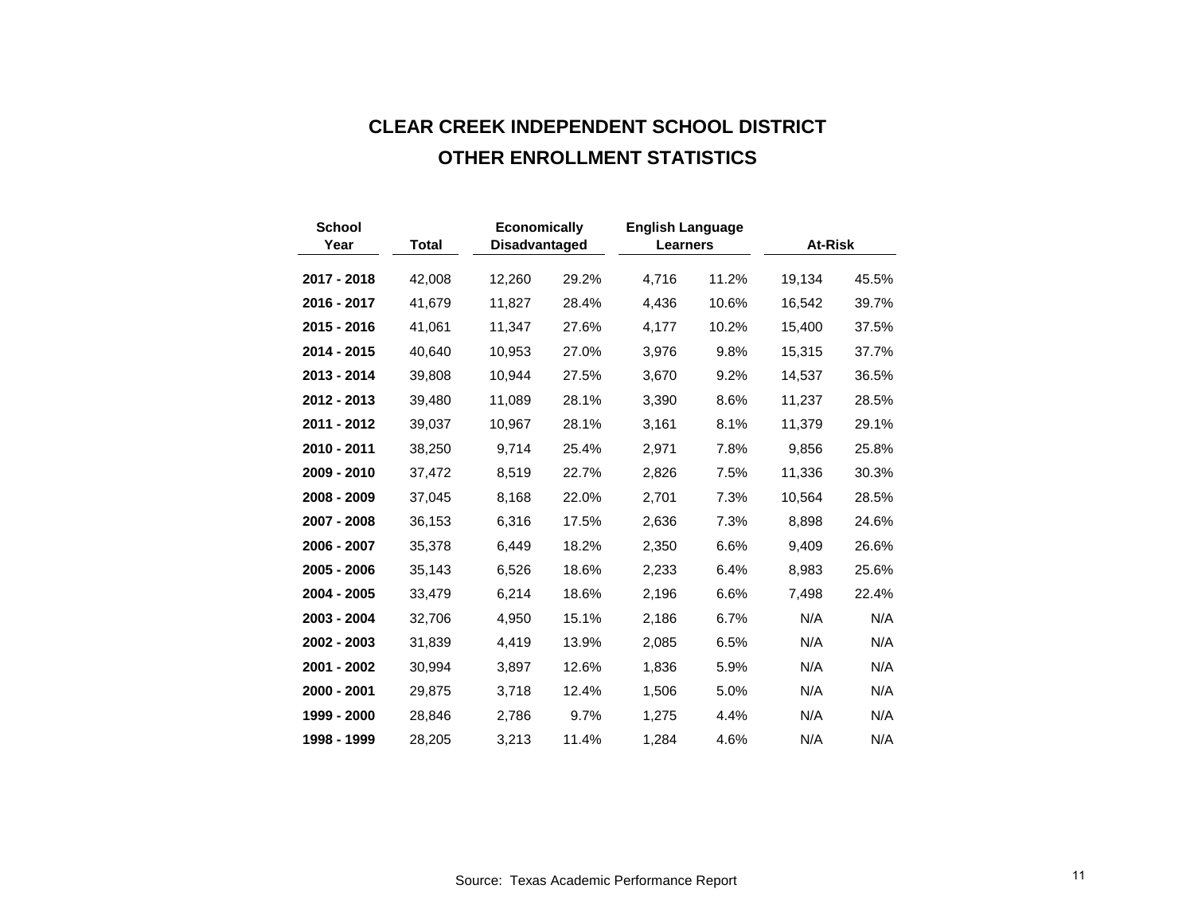# CLEAR CREEK INDEPENDENT SCHOOL DISTRICT

## OTHER ENROLLMENT STATISTICS

| School Year | Total | Economically Disadvantaged | | English Language Learners | | At-Risk | |
|---|---|---|---|---|---|---|---|
| **2017 - 2018** | 42,008 | 12,260 | 29.2% | 4,716 | 11.2% | 19,134 | 45.5% |
| **2016 - 2017** | 41,679 | 11,827 | 28.4% | 4,436 | 10.6% | 16,542 | 39.7% |
| **2015 - 2016** | 41,061 | 11,347 | 27.6% | 4,177 | 10.2% | 15,400 | 37.5% |
| **2014 - 2015** | 40,640 | 10,953 | 27.0% | 3,976 | 9.8% | 15,315 | 37.7% |
| **2013 - 2014** | 39,808 | 10,944 | 27.5% | 3,670 | 9.2% | 14,537 | 36.5% |
| **2012 - 2013** | 39,480 | 11,089 | 28.1% | 3,390 | 8.6% | 11,237 | 28.5% |
| **2011 - 2012** | 39,037 | 10,967 | 28.1% | 3,161 | 8.1% | 11,379 | 29.1% |
| **2010 - 2011** | 38,250 | 9,714 | 25.4% | 2,971 | 7.8% | 9,856 | 25.8% |
| **2009 - 2010** | 37,472 | 8,519 | 22.7% | 2,826 | 7.5% | 11,336 | 30.3% |
| **2008 - 2009** | 37,045 | 8,168 | 22.0% | 2,701 | 7.3% | 10,564 | 28.5% |
| **2007 - 2008** | 36,153 | 6,316 | 17.5% | 2,636 | 7.3% | 8,898 | 24.6% |
| **2006 - 2007** | 35,378 | 6,449 | 18.2% | 2,350 | 6.6% | 9,409 | 26.6% |
| **2005 - 2006** | 35,143 | 6,526 | 18.6% | 2,233 | 6.4% | 8,983 | 25.6% |
| **2004 - 2005** | 33,479 | 6,214 | 18.6% | 2,196 | 6.6% | 7,498 | 22.4% |
| **2003 - 2004** | 32,706 | 4,950 | 15.1% | 2,186 | 6.7% | N/A | N/A |
| **2002 - 2003** | 31,839 | 4,419 | 13.9% | 2,085 | 6.5% | N/A | N/A |
| **2001 - 2002** | 30,994 | 3,897 | 12.6% | 1,836 | 5.9% | N/A | N/A |
| **2000 - 2001** | 29,875 | 3,718 | 12.4% | 1,506 | 5.0% | N/A | N/A |
| **1999 - 2000** | 28,846 | 2,786 | 9.7% | 1,275 | 4.4% | N/A | N/A |
| **1998 - 1999** | 28,205 | 3,213 | 11.4% | 1,284 | 4.6% | N/A | N/A |

Source: Texas Academic Performance Report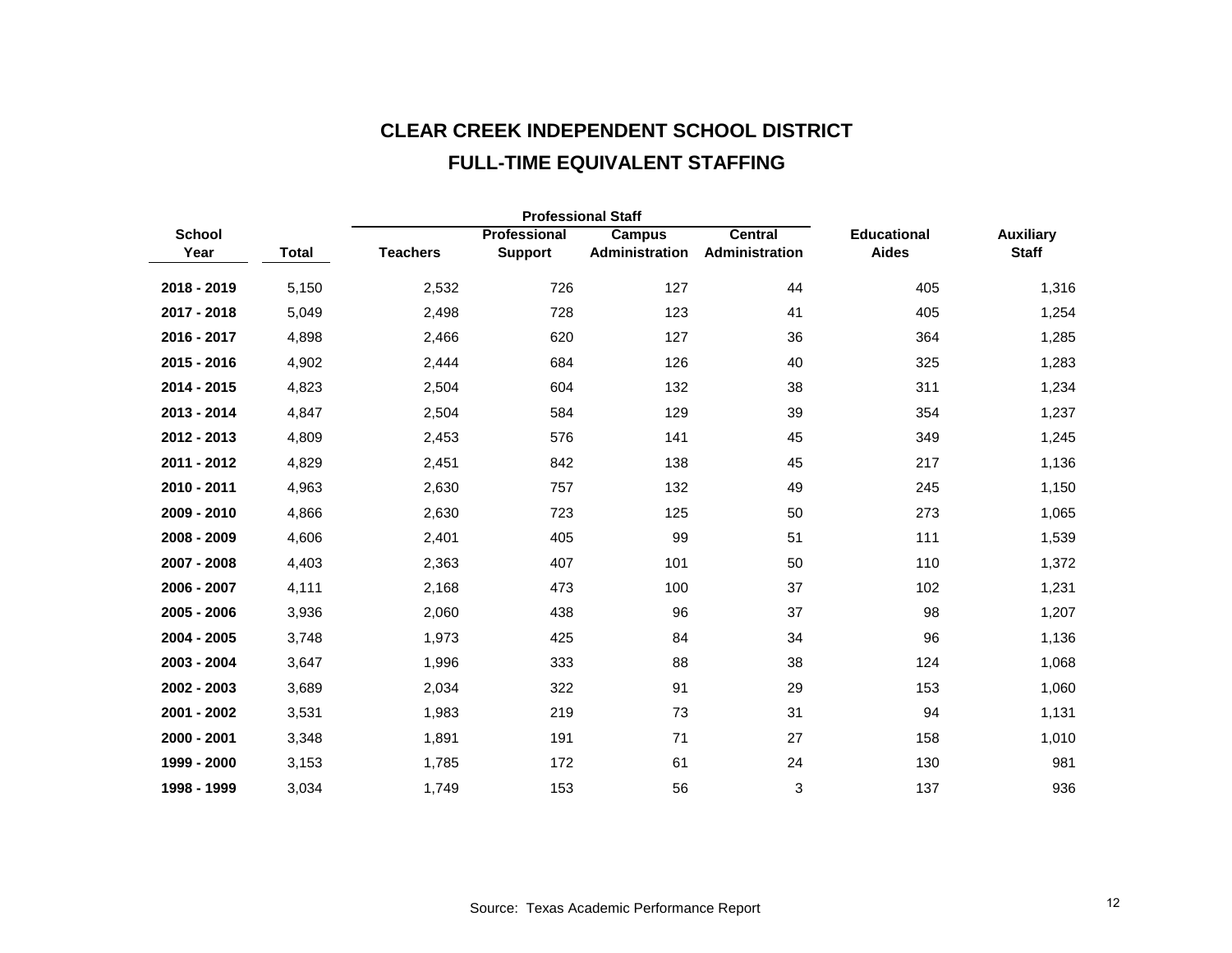# CLEAR CREEK INDEPENDENT SCHOOL DISTRICT

## FULL-TIME EQUIVALENT STAFFING

| School Year | Total | Professional Staff | | | | Educational Aides | Auxiliary Staff |
|---|---|---|---|---|---|---|---|
| | | Teachers | Professional Support | Campus Administration | Central Administration | | |
| **2018 - 2019** | 5,150 | 2,532 | 726 | 127 | 44 | 405 | 1,316 |
| **2017 - 2018** | 5,049 | 2,498 | 728 | 123 | 41 | 405 | 1,254 |
| **2016 - 2017** | 4,898 | 2,466 | 620 | 127 | 36 | 364 | 1,285 |
| **2015 - 2016** | 4,902 | 2,444 | 684 | 126 | 40 | 325 | 1,283 |
| **2014 - 2015** | 4,823 | 2,504 | 604 | 132 | 38 | 311 | 1,234 |
| **2013 - 2014** | 4,847 | 2,504 | 584 | 129 | 39 | 354 | 1,237 |
| **2012 - 2013** | 4,809 | 2,453 | 576 | 141 | 45 | 349 | 1,245 |
| **2011 - 2012** | 4,829 | 2,451 | 842 | 138 | 45 | 217 | 1,136 |
| **2010 - 2011** | 4,963 | 2,630 | 757 | 132 | 49 | 245 | 1,150 |
| **2009 - 2010** | 4,866 | 2,630 | 723 | 125 | 50 | 273 | 1,065 |
| **2008 - 2009** | 4,606 | 2,401 | 405 | 99 | 51 | 111 | 1,539 |
| **2007 - 2008** | 4,403 | 2,363 | 407 | 101 | 50 | 110 | 1,372 |
| **2006 - 2007** | 4,111 | 2,168 | 473 | 100 | 37 | 102 | 1,231 |
| **2005 - 2006** | 3,936 | 2,060 | 438 | 96 | 37 | 98 | 1,207 |
| **2004 - 2005** | 3,748 | 1,973 | 425 | 84 | 34 | 96 | 1,136 |
| **2003 - 2004** | 3,647 | 1,996 | 333 | 88 | 38 | 124 | 1,068 |
| **2002 - 2003** | 3,689 | 2,034 | 322 | 91 | 29 | 153 | 1,060 |
| **2001 - 2002** | 3,531 | 1,983 | 219 | 73 | 31 | 94 | 1,131 |
| **2000 - 2001** | 3,348 | 1,891 | 191 | 71 | 27 | 158 | 1,010 |
| **1999 - 2000** | 3,153 | 1,785 | 172 | 61 | 24 | 130 | 981 |
| **1998 - 1999** | 3,034 | 1,749 | 153 | 56 | 3 | 137 | 936 |

Source: Texas Academic Performance Report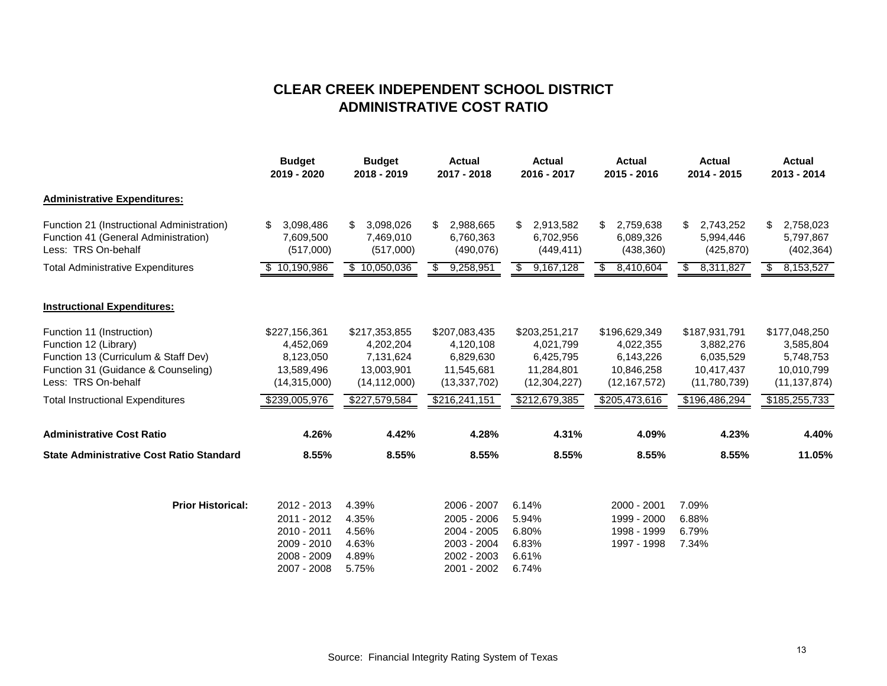# CLEAR CREEK INDEPENDENT SCHOOL DISTRICT
## ADMINISTRATIVE COST RATIO

| | Budget 2019 - 2020 | Budget 2018 - 2019 | Actual 2017 - 2018 | Actual 2016 - 2017 | Actual 2015 - 2016 | Actual 2014 - 2015 | Actual 2013 - 2014 |
|---|---|---|---|---|---|---|---|
| **Administrative Expenditures:** | | | | | | | |
| Function 21 (Instructional Administration) | $ 3,098,486 | $ 3,098,026 | $ 2,988,665 | $ 2,913,582 | $ 2,759,638 | $ 2,743,252 | $ 2,758,023 |
| Function 41 (General Administration) | 7,609,500 | 7,469,010 | 6,760,363 | 6,702,956 | 6,089,326 | 5,994,446 | 5,797,867 |
| Less: TRS On-behalf | (517,000) | (517,000) | (490,076) | (449,411) | (438,360) | (425,870) | (402,364) |
| Total Administrative Expenditures | $ 10,190,986 | $ 10,050,036 | $ 9,258,951 | $ 9,167,128 | $ 8,410,604 | $ 8,311,827 | $ 8,153,527 |
| **Instructional Expenditures:** | | | | | | | |
| Function 11 (Instruction) | $227,156,361 | $217,353,855 | $207,083,435 | $203,251,217 | $196,629,349 | $187,931,791 | $177,048,250 |
| Function 12 (Library) | 4,452,069 | 4,202,204 | 4,120,108 | 4,021,799 | 4,022,355 | 3,882,276 | 3,585,804 |
| Function 13 (Curriculum & Staff Dev) | 8,123,050 | 7,131,624 | 6,829,630 | 6,425,795 | 6,143,226 | 6,035,529 | 5,748,753 |
| Function 31 (Guidance & Counseling) | 13,589,496 | 13,003,901 | 11,545,681 | 11,284,801 | 10,846,258 | 10,417,437 | 10,010,799 |
| Less: TRS On-behalf | (14,315,000) | (14,112,000) | (13,337,702) | (12,304,227) | (12,167,572) | (11,780,739) | (11,137,874) |
| Total Instructional Expenditures | $239,005,976 | $227,579,584 | $216,241,151 | $212,679,385 | $205,473,616 | $196,486,294 | $185,255,733 |
| **Administrative Cost Ratio** | **4.26%** | **4.42%** | **4.28%** | **4.31%** | **4.09%** | **4.23%** | **4.40%** |
| **State Administrative Cost Ratio Standard** | **8.55%** | **8.55%** | **8.55%** | **8.55%** | **8.55%** | **8.55%** | **11.05%** |

**Prior Historical:**

| Year | Ratio | Year | Ratio | Year | Ratio |
|---|---|---|---|---|---|
| 2012 - 2013 | 4.39% | 2006 - 2007 | 6.14% | 2000 - 2001 | 7.09% |
| 2011 - 2012 | 4.35% | 2005 - 2006 | 5.94% | 1999 - 2000 | 6.88% |
| 2010 - 2011 | 4.56% | 2004 - 2005 | 6.80% | 1998 - 1999 | 6.79% |
| 2009 - 2010 | 4.63% | 2003 - 2004 | 6.83% | 1997 - 1998 | 7.34% |
| 2008 - 2009 | 4.89% | 2002 - 2003 | 6.61% | | |
| 2007 - 2008 | 5.75% | 2001 - 2002 | 6.74% | | |

Source: Financial Integrity Rating System of Texas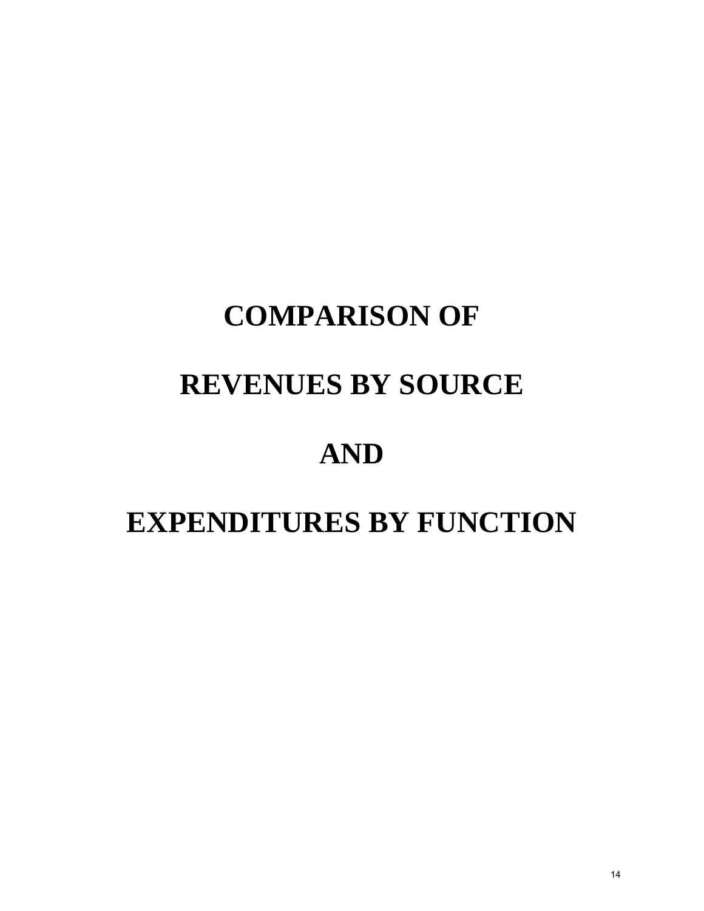# COMPARISON OF

# REVENUES BY SOURCE

# AND

# EXPENDITURES BY FUNCTION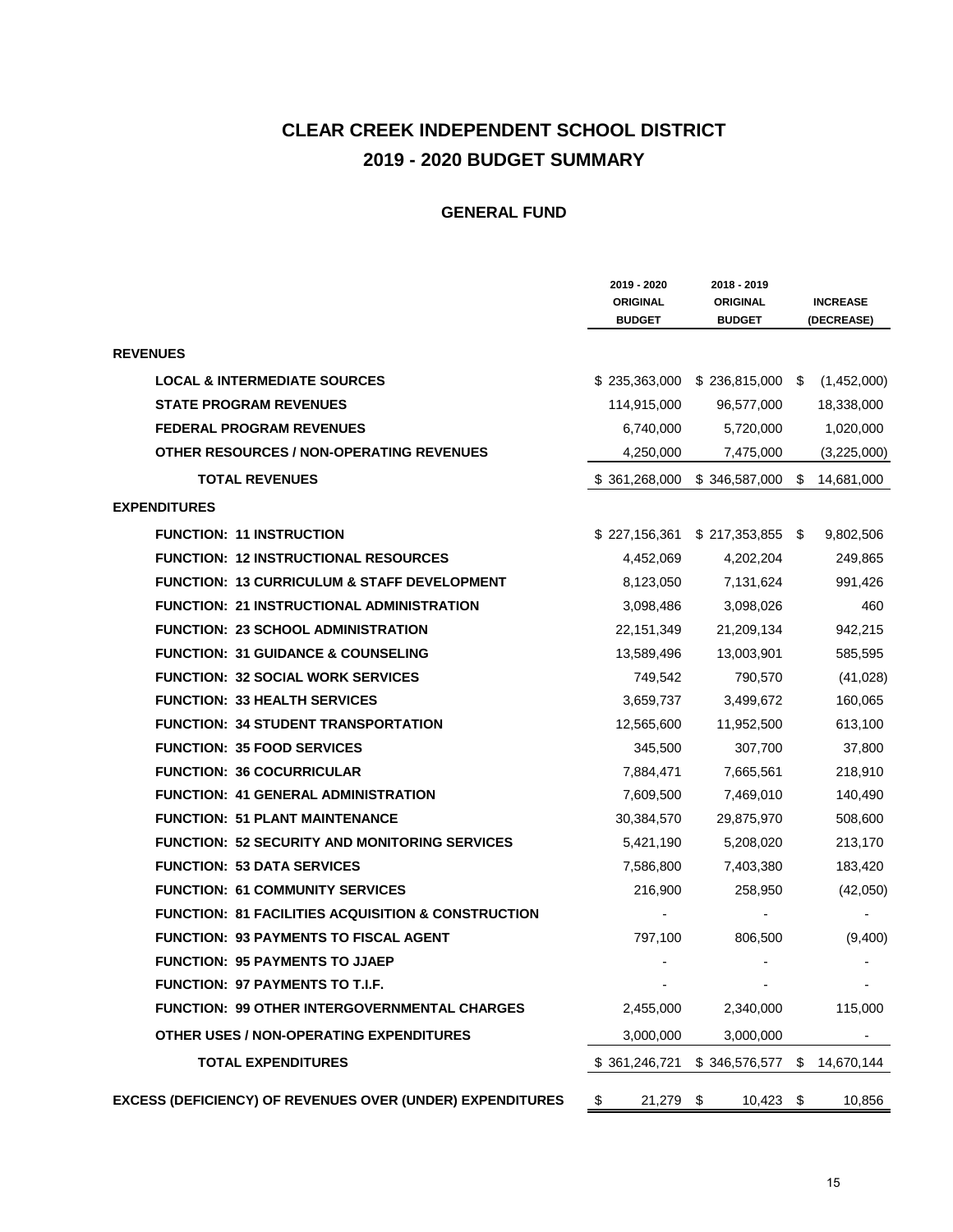# CLEAR CREEK INDEPENDENT SCHOOL DISTRICT
## 2019 - 2020 BUDGET SUMMARY

### GENERAL FUND

| | 2019 - 2020 ORIGINAL BUDGET | 2018 - 2019 ORIGINAL BUDGET | INCREASE (DECREASE) |
|---|---|---|---|
| **REVENUES** | | | |
| **LOCAL & INTERMEDIATE SOURCES** | $ 235,363,000 | $ 236,815,000 | $ (1,452,000) |
| **STATE PROGRAM REVENUES** | 114,915,000 | 96,577,000 | 18,338,000 |
| **FEDERAL PROGRAM REVENUES** | 6,740,000 | 5,720,000 | 1,020,000 |
| **OTHER RESOURCES / NON-OPERATING REVENUES** | 4,250,000 | 7,475,000 | (3,225,000) |
| **TOTAL REVENUES** | $ 361,268,000 | $ 346,587,000 | $ 14,681,000 |
| **EXPENDITURES** | | | |
| **FUNCTION: 11 INSTRUCTION** | $ 227,156,361 | $ 217,353,855 | $ 9,802,506 |
| **FUNCTION: 12 INSTRUCTIONAL RESOURCES** | 4,452,069 | 4,202,204 | 249,865 |
| **FUNCTION: 13 CURRICULUM & STAFF DEVELOPMENT** | 8,123,050 | 7,131,624 | 991,426 |
| **FUNCTION: 21 INSTRUCTIONAL ADMINISTRATION** | 3,098,486 | 3,098,026 | 460 |
| **FUNCTION: 23 SCHOOL ADMINISTRATION** | 22,151,349 | 21,209,134 | 942,215 |
| **FUNCTION: 31 GUIDANCE & COUNSELING** | 13,589,496 | 13,003,901 | 585,595 |
| **FUNCTION: 32 SOCIAL WORK SERVICES** | 749,542 | 790,570 | (41,028) |
| **FUNCTION: 33 HEALTH SERVICES** | 3,659,737 | 3,499,672 | 160,065 |
| **FUNCTION: 34 STUDENT TRANSPORTATION** | 12,565,600 | 11,952,500 | 613,100 |
| **FUNCTION: 35 FOOD SERVICES** | 345,500 | 307,700 | 37,800 |
| **FUNCTION: 36 COCURRICULAR** | 7,884,471 | 7,665,561 | 218,910 |
| **FUNCTION: 41 GENERAL ADMINISTRATION** | 7,609,500 | 7,469,010 | 140,490 |
| **FUNCTION: 51 PLANT MAINTENANCE** | 30,384,570 | 29,875,970 | 508,600 |
| **FUNCTION: 52 SECURITY AND MONITORING SERVICES** | 5,421,190 | 5,208,020 | 213,170 |
| **FUNCTION: 53 DATA SERVICES** | 7,586,800 | 7,403,380 | 183,420 |
| **FUNCTION: 61 COMMUNITY SERVICES** | 216,900 | 258,950 | (42,050) |
| **FUNCTION: 81 FACILITIES ACQUISITION & CONSTRUCTION** | - | - | - |
| **FUNCTION: 93 PAYMENTS TO FISCAL AGENT** | 797,100 | 806,500 | (9,400) |
| **FUNCTION: 95 PAYMENTS TO JJAEP** | - | - | - |
| **FUNCTION: 97 PAYMENTS TO T.I.F.** | - | - | - |
| **FUNCTION: 99 OTHER INTERGOVERNMENTAL CHARGES** | 2,455,000 | 2,340,000 | 115,000 |
| **OTHER USES / NON-OPERATING EXPENDITURES** | 3,000,000 | 3,000,000 | - |
| **TOTAL EXPENDITURES** | $ 361,246,721 | $ 346,576,577 | $ 14,670,144 |
| **EXCESS (DEFICIENCY) OF REVENUES OVER (UNDER) EXPENDITURES** | $ 21,279 | $ 10,423 | $ 10,856 |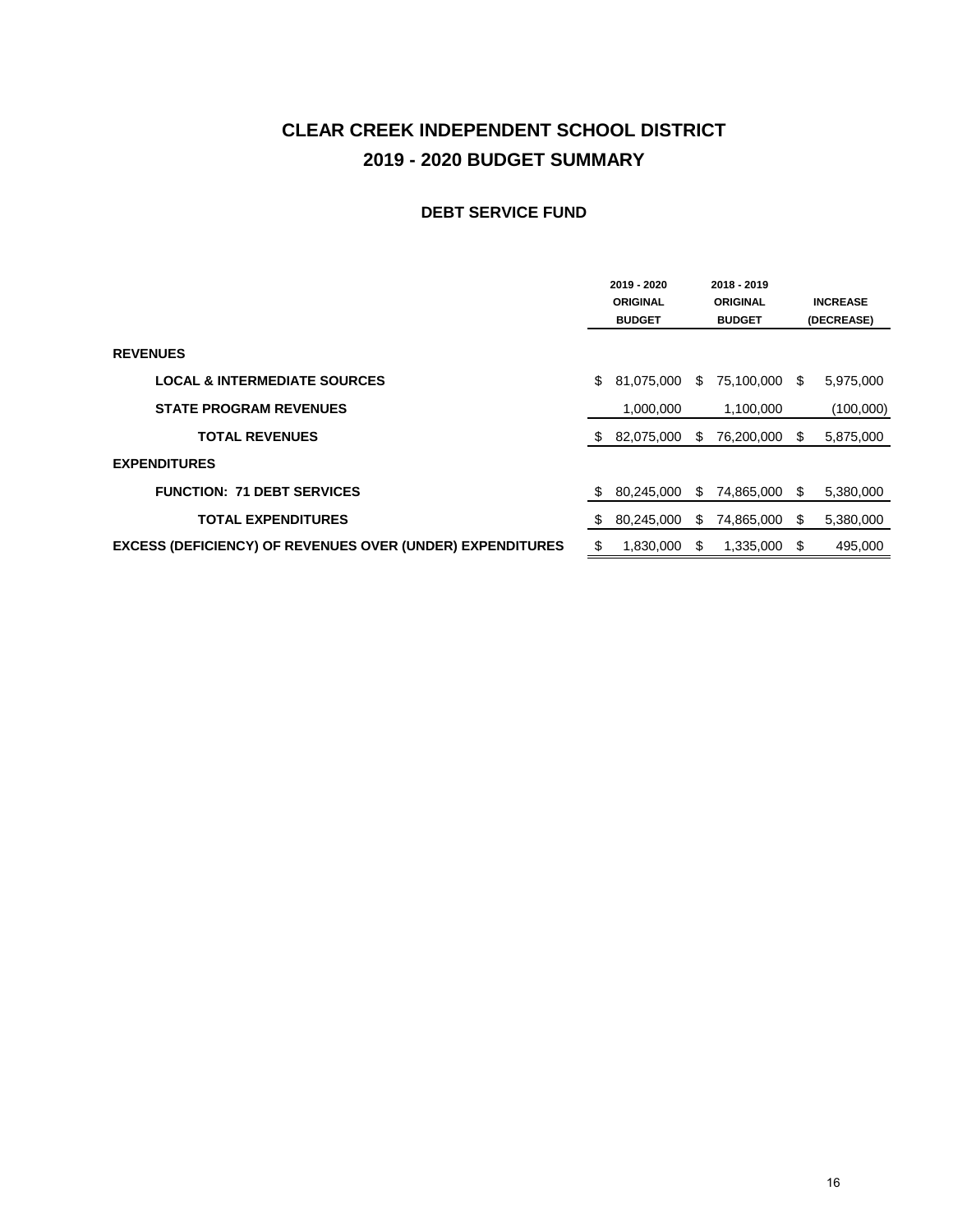# CLEAR CREEK INDEPENDENT SCHOOL DISTRICT

## 2019 - 2020 BUDGET SUMMARY

### DEBT SERVICE FUND

| | 2019 - 2020 ORIGINAL BUDGET | 2018 - 2019 ORIGINAL BUDGET | INCREASE (DECREASE) |
|---|---|---|---|
| **REVENUES** | | | |
| **LOCAL & INTERMEDIATE SOURCES** | $ 81,075,000 | $ 75,100,000 | $ 5,975,000 |
| **STATE PROGRAM REVENUES** | 1,000,000 | 1,100,000 | (100,000) |
| **TOTAL REVENUES** | $ 82,075,000 | $ 76,200,000 | $ 5,875,000 |
| **EXPENDITURES** | | | |
| **FUNCTION: 71 DEBT SERVICES** | $ 80,245,000 | $ 74,865,000 | $ 5,380,000 |
| **TOTAL EXPENDITURES** | $ 80,245,000 | $ 74,865,000 | $ 5,380,000 |
| **EXCESS (DEFICIENCY) OF REVENUES OVER (UNDER) EXPENDITURES** | $ 1,830,000 | $ 1,335,000 | $ 495,000 |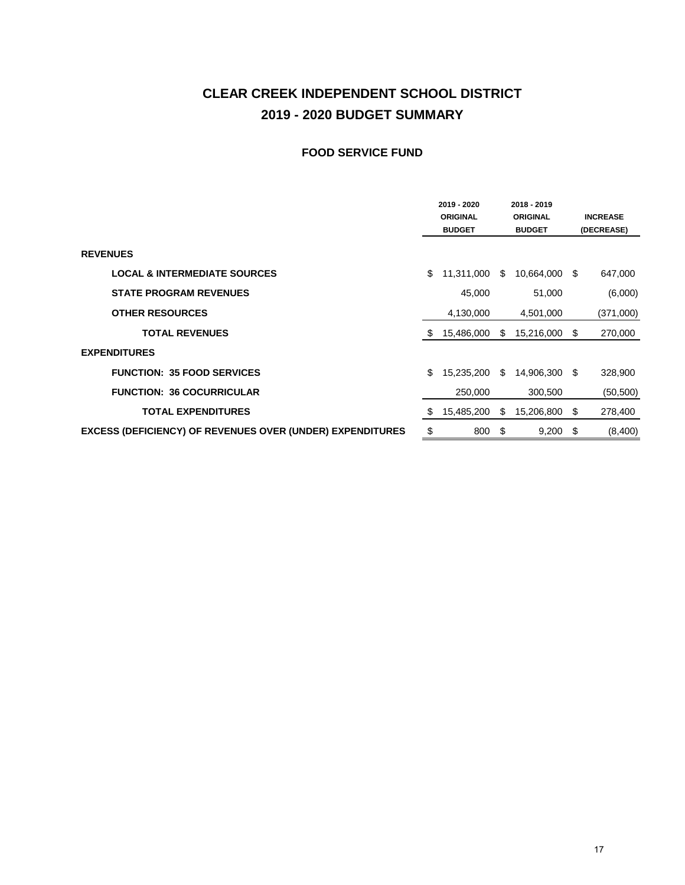# CLEAR CREEK INDEPENDENT SCHOOL DISTRICT
# 2019 - 2020 BUDGET SUMMARY

## FOOD SERVICE FUND

| | 2019 - 2020 ORIGINAL BUDGET | 2018 - 2019 ORIGINAL BUDGET | INCREASE (DECREASE) |
|---|---|---|---|
| **REVENUES** | | | |
| **LOCAL & INTERMEDIATE SOURCES** | $ 11,311,000 | $ 10,664,000 | $ 647,000 |
| **STATE PROGRAM REVENUES** | 45,000 | 51,000 | (6,000) |
| **OTHER RESOURCES** | 4,130,000 | 4,501,000 | (371,000) |
| **TOTAL REVENUES** | $ 15,486,000 | $ 15,216,000 | $ 270,000 |
| **EXPENDITURES** | | | |
| **FUNCTION: 35 FOOD SERVICES** | $ 15,235,200 | $ 14,906,300 | $ 328,900 |
| **FUNCTION: 36 COCURRICULAR** | 250,000 | 300,500 | (50,500) |
| **TOTAL EXPENDITURES** | $ 15,485,200 | $ 15,206,800 | $ 278,400 |
| **EXCESS (DEFICIENCY) OF REVENUES OVER (UNDER) EXPENDITURES** | $ 800 | $ 9,200 | $ (8,400) |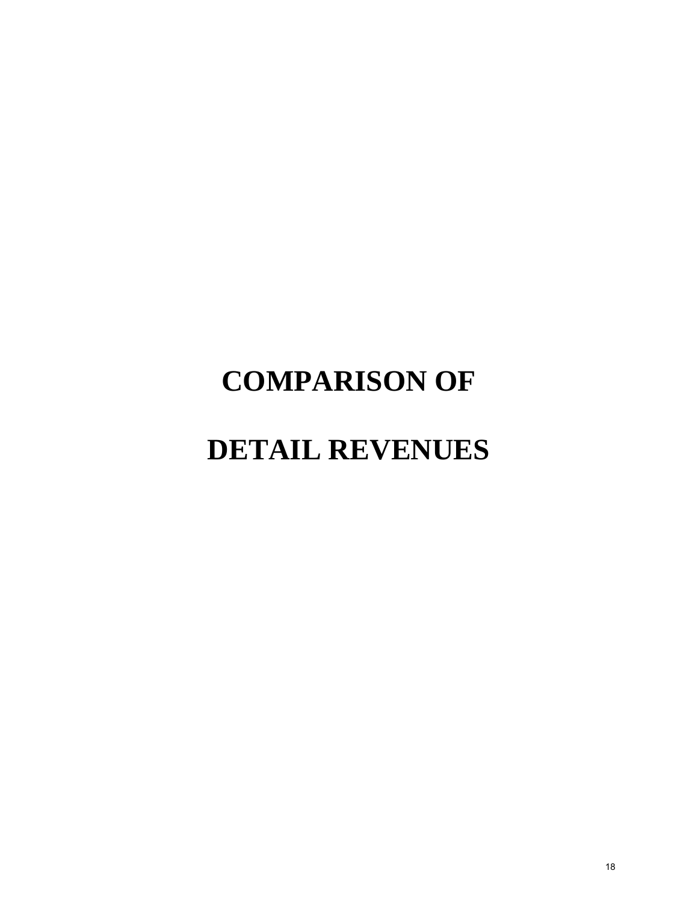# COMPARISON OF

# DETAIL REVENUES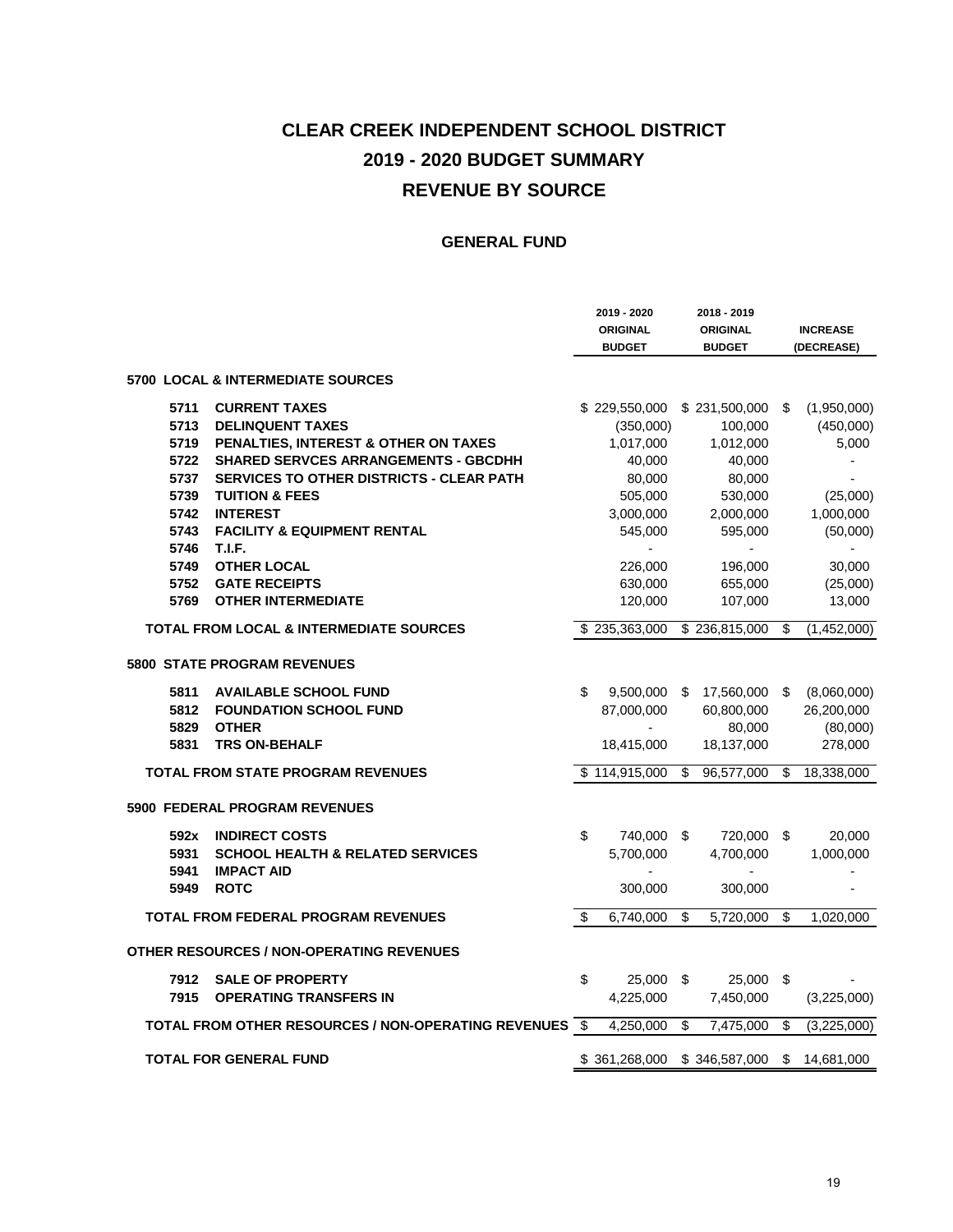# CLEAR CREEK INDEPENDENT SCHOOL DISTRICT
# 2019 - 2020 BUDGET SUMMARY
# REVENUE BY SOURCE

## GENERAL FUND

| | | 2019 - 2020 ORIGINAL BUDGET | 2018 - 2019 ORIGINAL BUDGET | INCREASE (DECREASE) |
|---|---|---|---|---|
| **5700** | **LOCAL & INTERMEDIATE SOURCES** | | | |
| **5711** | **CURRENT TAXES** | $ 229,550,000 | $ 231,500,000 | $ (1,950,000) |
| **5713** | **DELINQUENT TAXES** | (350,000) | 100,000 | (450,000) |
| **5719** | **PENALTIES, INTEREST & OTHER ON TAXES** | 1,017,000 | 1,012,000 | 5,000 |
| **5722** | **SHARED SERVCES ARRANGEMENTS - GBCDHH** | 40,000 | 40,000 | - |
| **5737** | **SERVICES TO OTHER DISTRICTS - CLEAR PATH** | 80,000 | 80,000 | - |
| **5739** | **TUITION & FEES** | 505,000 | 530,000 | (25,000) |
| **5742** | **INTEREST** | 3,000,000 | 2,000,000 | 1,000,000 |
| **5743** | **FACILITY & EQUIPMENT RENTAL** | 545,000 | 595,000 | (50,000) |
| **5746** | **T.I.F.** | - | - | - |
| **5749** | **OTHER LOCAL** | 226,000 | 196,000 | 30,000 |
| **5752** | **GATE RECEIPTS** | 630,000 | 655,000 | (25,000) |
| **5769** | **OTHER INTERMEDIATE** | 120,000 | 107,000 | 13,000 |
| | **TOTAL FROM LOCAL & INTERMEDIATE SOURCES** | $ 235,363,000 | $ 236,815,000 | $ (1,452,000) |
| **5800** | **STATE PROGRAM REVENUES** | | | |
| **5811** | **AVAILABLE SCHOOL FUND** | $ 9,500,000 | $ 17,560,000 | $ (8,060,000) |
| **5812** | **FOUNDATION SCHOOL FUND** | 87,000,000 | 60,800,000 | 26,200,000 |
| **5829** | **OTHER** | - | 80,000 | (80,000) |
| **5831** | **TRS ON-BEHALF** | 18,415,000 | 18,137,000 | 278,000 |
| | **TOTAL FROM STATE PROGRAM REVENUES** | $ 114,915,000 | $ 96,577,000 | $ 18,338,000 |
| **5900** | **FEDERAL PROGRAM REVENUES** | | | |
| **592x** | **INDIRECT COSTS** | $ 740,000 | $ 720,000 | $ 20,000 |
| **5931** | **SCHOOL HEALTH & RELATED SERVICES** | 5,700,000 | 4,700,000 | 1,000,000 |
| **5941** | **IMPACT AID** | - | - | - |
| **5949** | **ROTC** | 300,000 | 300,000 | - |
| | **TOTAL FROM FEDERAL PROGRAM REVENUES** | $ 6,740,000 | $ 5,720,000 | $ 1,020,000 |
| | **OTHER RESOURCES / NON-OPERATING REVENUES** | | | |
| **7912** | **SALE OF PROPERTY** | $ 25,000 | $ 25,000 | $ - |
| **7915** | **OPERATING TRANSFERS IN** | 4,225,000 | 7,450,000 | (3,225,000) |
| | **TOTAL FROM OTHER RESOURCES / NON-OPERATING REVENUES** | $ 4,250,000 | $ 7,475,000 | $ (3,225,000) |
| | **TOTAL FOR GENERAL FUND** | $ 361,268,000 | $ 346,587,000 | $ 14,681,000 |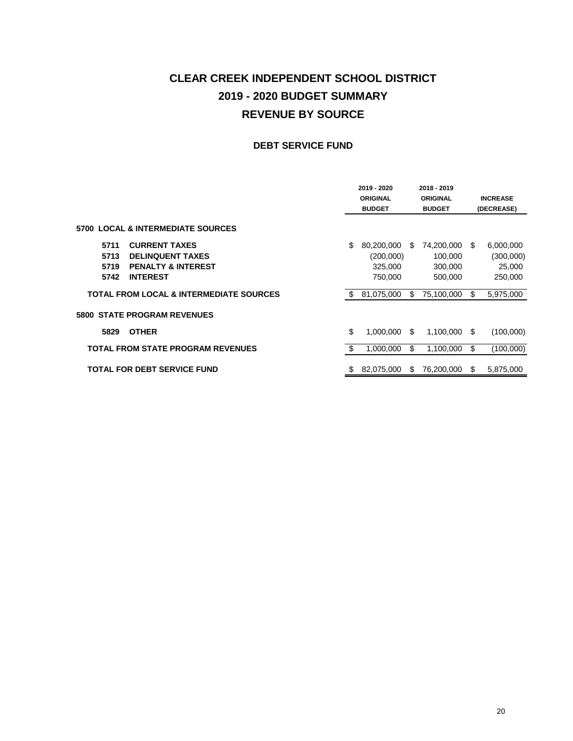# CLEAR CREEK INDEPENDENT SCHOOL DISTRICT

## 2019 - 2020 BUDGET SUMMARY

## REVENUE BY SOURCE

### DEBT SERVICE FUND

| | 2019 - 2020 ORIGINAL BUDGET | 2018 - 2019 ORIGINAL BUDGET | INCREASE (DECREASE) |
|---|---|---|---|
| **5700 LOCAL & INTERMEDIATE SOURCES** | | | |
| **5711 CURRENT TAXES** | $ 80,200,000 | $ 74,200,000 | $ 6,000,000 |
| **5713 DELINQUENT TAXES** | (200,000) | 100,000 | (300,000) |
| **5719 PENALTY & INTEREST** | 325,000 | 300,000 | 25,000 |
| **5742 INTEREST** | 750,000 | 500,000 | 250,000 |
| **TOTAL FROM LOCAL & INTERMEDIATE SOURCES** | $ 81,075,000 | $ 75,100,000 | $ 5,975,000 |
| **5800 STATE PROGRAM REVENUES** | | | |
| **5829 OTHER** | $ 1,000,000 | $ 1,100,000 | $ (100,000) |
| **TOTAL FROM STATE PROGRAM REVENUES** | $ 1,000,000 | $ 1,100,000 | $ (100,000) |
| **TOTAL FOR DEBT SERVICE FUND** | $ 82,075,000 | $ 76,200,000 | $ 5,875,000 |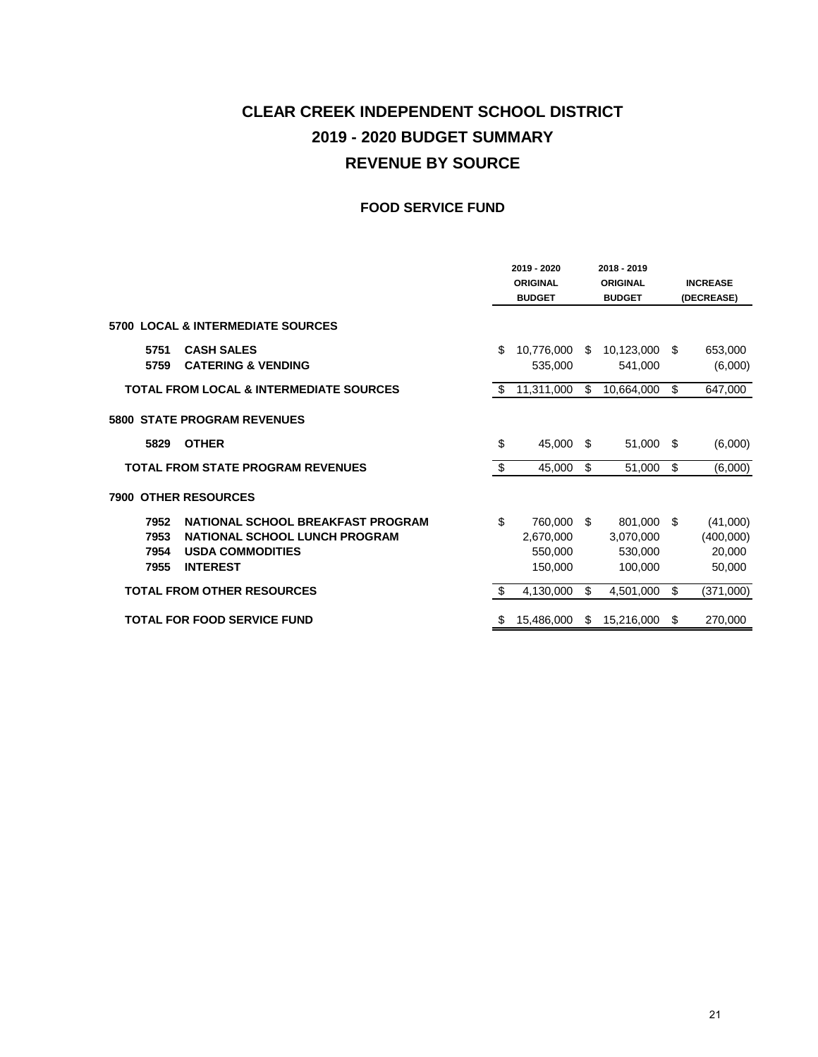# CLEAR CREEK INDEPENDENT SCHOOL DISTRICT
# 2019 - 2020 BUDGET SUMMARY
# REVENUE BY SOURCE

## FOOD SERVICE FUND

| | | 2019 - 2020 ORIGINAL BUDGET | 2018 - 2019 ORIGINAL BUDGET | INCREASE (DECREASE) |
|---|---|---|---|---|
| **5700 LOCAL & INTERMEDIATE SOURCES** | | | | |
| **5751** | **CASH SALES** | $ 10,776,000 | $ 10,123,000 | $ 653,000 |
| **5759** | **CATERING & VENDING** | 535,000 | 541,000 | (6,000) |
| **TOTAL FROM LOCAL & INTERMEDIATE SOURCES** | | $ 11,311,000 | $ 10,664,000 | $ 647,000 |
| **5800 STATE PROGRAM REVENUES** | | | | |
| **5829** | **OTHER** | $ 45,000 | $ 51,000 | $ (6,000) |
| **TOTAL FROM STATE PROGRAM REVENUES** | | $ 45,000 | $ 51,000 | $ (6,000) |
| **7900 OTHER RESOURCES** | | | | |
| **7952** | **NATIONAL SCHOOL BREAKFAST PROGRAM** | $ 760,000 | $ 801,000 | $ (41,000) |
| **7953** | **NATIONAL SCHOOL LUNCH PROGRAM** | 2,670,000 | 3,070,000 | (400,000) |
| **7954** | **USDA COMMODITIES** | 550,000 | 530,000 | 20,000 |
| **7955** | **INTEREST** | 150,000 | 100,000 | 50,000 |
| **TOTAL FROM OTHER RESOURCES** | | $ 4,130,000 | $ 4,501,000 | $ (371,000) |
| **TOTAL FOR FOOD SERVICE FUND** | | $ 15,486,000 | $ 15,216,000 | $ 270,000 |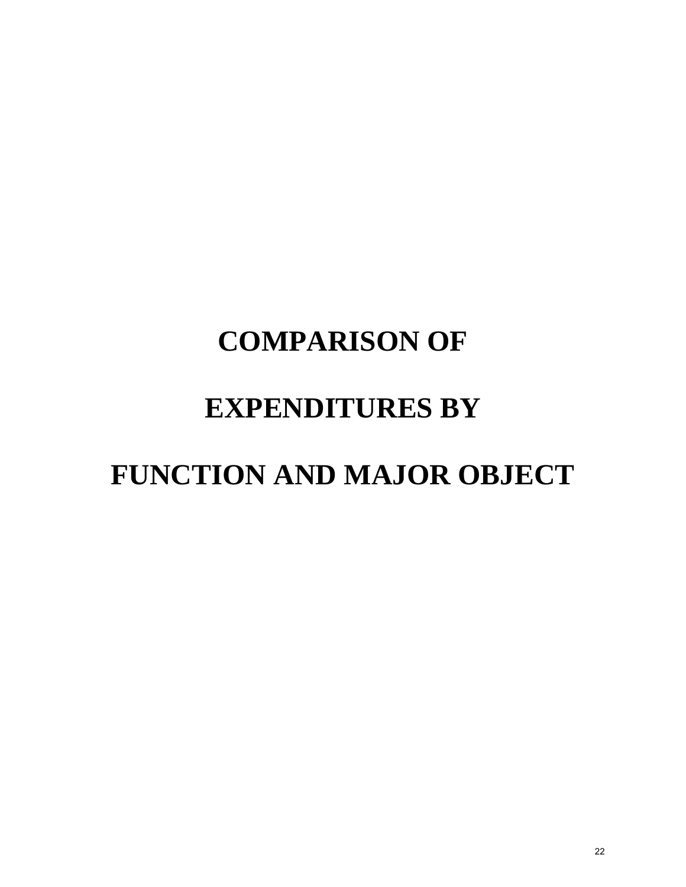# COMPARISON OF

# EXPENDITURES BY

# FUNCTION AND MAJOR OBJECT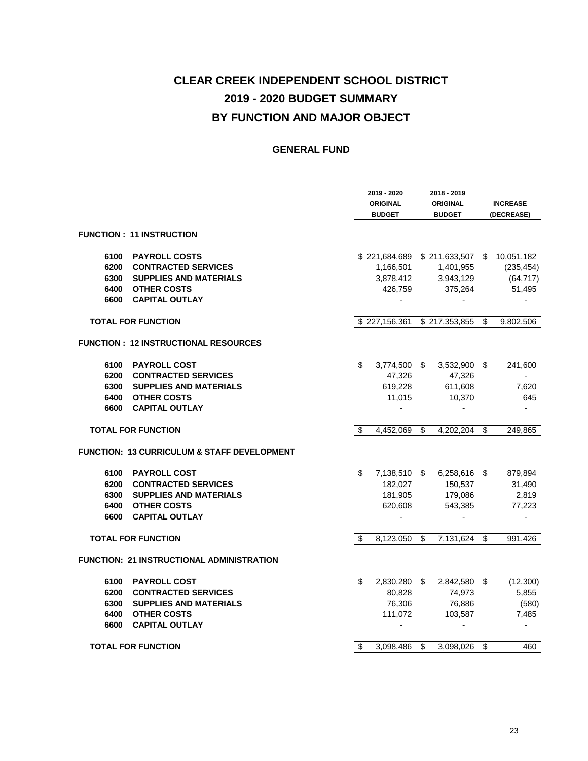# CLEAR CREEK INDEPENDENT SCHOOL DISTRICT
# 2019 - 2020 BUDGET SUMMARY
# BY FUNCTION AND MAJOR OBJECT

## GENERAL FUND

| | | 2019 - 2020 ORIGINAL BUDGET | 2018 - 2019 ORIGINAL BUDGET | INCREASE (DECREASE) |
|---|---|---|---|---|
| **FUNCTION : 11 INSTRUCTION** | | | | |
| 6100 | PAYROLL COSTS | $ 221,684,689 | $ 211,633,507 | $ 10,051,182 |
| 6200 | CONTRACTED SERVICES | 1,166,501 | 1,401,955 | (235,454) |
| 6300 | SUPPLIES AND MATERIALS | 3,878,412 | 3,943,129 | (64,717) |
| 6400 | OTHER COSTS | 426,759 | 375,264 | 51,495 |
| 6600 | CAPITAL OUTLAY | - | - | - |
| **TOTAL FOR FUNCTION** | | $ 227,156,361 | $ 217,353,855 | $ 9,802,506 |
| **FUNCTION : 12 INSTRUCTIONAL RESOURCES** | | | | |
| 6100 | PAYROLL COST | $ 3,774,500 | $ 3,532,900 | $ 241,600 |
| 6200 | CONTRACTED SERVICES | 47,326 | 47,326 | - |
| 6300 | SUPPLIES AND MATERIALS | 619,228 | 611,608 | 7,620 |
| 6400 | OTHER COSTS | 11,015 | 10,370 | 645 |
| 6600 | CAPITAL OUTLAY | - | - | - |
| **TOTAL FOR FUNCTION** | | $ 4,452,069 | $ 4,202,204 | $ 249,865 |
| **FUNCTION: 13 CURRICULUM & STAFF DEVELOPMENT** | | | | |
| 6100 | PAYROLL COST | $ 7,138,510 | $ 6,258,616 | $ 879,894 |
| 6200 | CONTRACTED SERVICES | 182,027 | 150,537 | 31,490 |
| 6300 | SUPPLIES AND MATERIALS | 181,905 | 179,086 | 2,819 |
| 6400 | OTHER COSTS | 620,608 | 543,385 | 77,223 |
| 6600 | CAPITAL OUTLAY | - | - | - |
| **TOTAL FOR FUNCTION** | | $ 8,123,050 | $ 7,131,624 | $ 991,426 |
| **FUNCTION: 21 INSTRUCTIONAL ADMINISTRATION** | | | | |
| 6100 | PAYROLL COST | $ 2,830,280 | $ 2,842,580 | $ (12,300) |
| 6200 | CONTRACTED SERVICES | 80,828 | 74,973 | 5,855 |
| 6300 | SUPPLIES AND MATERIALS | 76,306 | 76,886 | (580) |
| 6400 | OTHER COSTS | 111,072 | 103,587 | 7,485 |
| 6600 | CAPITAL OUTLAY | - | - | - |
| **TOTAL FOR FUNCTION** | | $ 3,098,486 | $ 3,098,026 | $ 460 |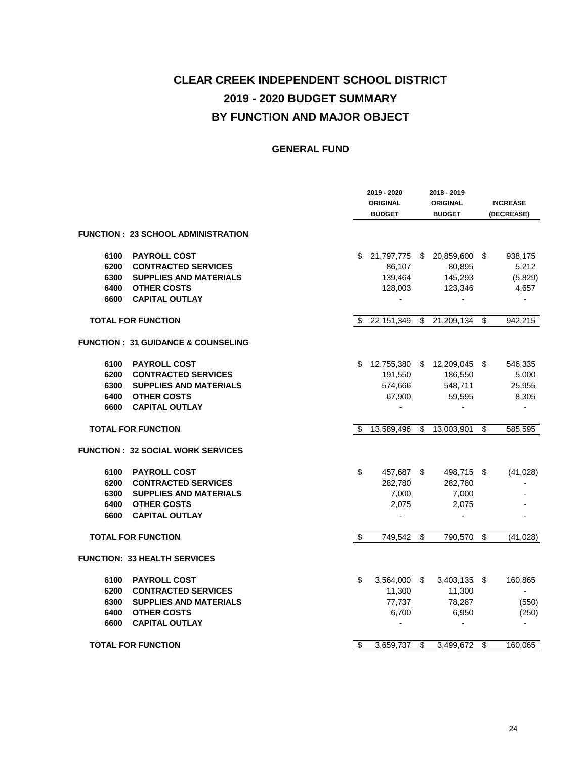# CLEAR CREEK INDEPENDENT SCHOOL DISTRICT
# 2019 - 2020 BUDGET SUMMARY
# BY FUNCTION AND MAJOR OBJECT

## GENERAL FUND

| | | 2019 - 2020 ORIGINAL BUDGET | 2018 - 2019 ORIGINAL BUDGET | INCREASE (DECREASE) |
|---|---|---|---|---|
| **FUNCTION : 23 SCHOOL ADMINISTRATION** | | | | |
| 6100 | PAYROLL COST | $ 21,797,775 | $ 20,859,600 | $ 938,175 |
| 6200 | CONTRACTED SERVICES | 86,107 | 80,895 | 5,212 |
| 6300 | SUPPLIES AND MATERIALS | 139,464 | 145,293 | (5,829) |
| 6400 | OTHER COSTS | 128,003 | 123,346 | 4,657 |
| 6600 | CAPITAL OUTLAY | - | - | - |
| **TOTAL FOR FUNCTION** | | $ 22,151,349 | $ 21,209,134 | $ 942,215 |
| **FUNCTION : 31 GUIDANCE & COUNSELING** | | | | |
| 6100 | PAYROLL COST | $ 12,755,380 | $ 12,209,045 | $ 546,335 |
| 6200 | CONTRACTED SERVICES | 191,550 | 186,550 | 5,000 |
| 6300 | SUPPLIES AND MATERIALS | 574,666 | 548,711 | 25,955 |
| 6400 | OTHER COSTS | 67,900 | 59,595 | 8,305 |
| 6600 | CAPITAL OUTLAY | - | - | - |
| **TOTAL FOR FUNCTION** | | $ 13,589,496 | $ 13,003,901 | $ 585,595 |
| **FUNCTION : 32 SOCIAL WORK SERVICES** | | | | |
| 6100 | PAYROLL COST | $ 457,687 | $ 498,715 | $ (41,028) |
| 6200 | CONTRACTED SERVICES | 282,780 | 282,780 | - |
| 6300 | SUPPLIES AND MATERIALS | 7,000 | 7,000 | - |
| 6400 | OTHER COSTS | 2,075 | 2,075 | - |
| 6600 | CAPITAL OUTLAY | - | - | - |
| **TOTAL FOR FUNCTION** | | $ 749,542 | $ 790,570 | $ (41,028) |
| **FUNCTION: 33 HEALTH SERVICES** | | | | |
| 6100 | PAYROLL COST | $ 3,564,000 | $ 3,403,135 | $ 160,865 |
| 6200 | CONTRACTED SERVICES | 11,300 | 11,300 | - |
| 6300 | SUPPLIES AND MATERIALS | 77,737 | 78,287 | (550) |
| 6400 | OTHER COSTS | 6,700 | 6,950 | (250) |
| 6600 | CAPITAL OUTLAY | - | - | - |
| **TOTAL FOR FUNCTION** | | $ 3,659,737 | $ 3,499,672 | $ 160,065 |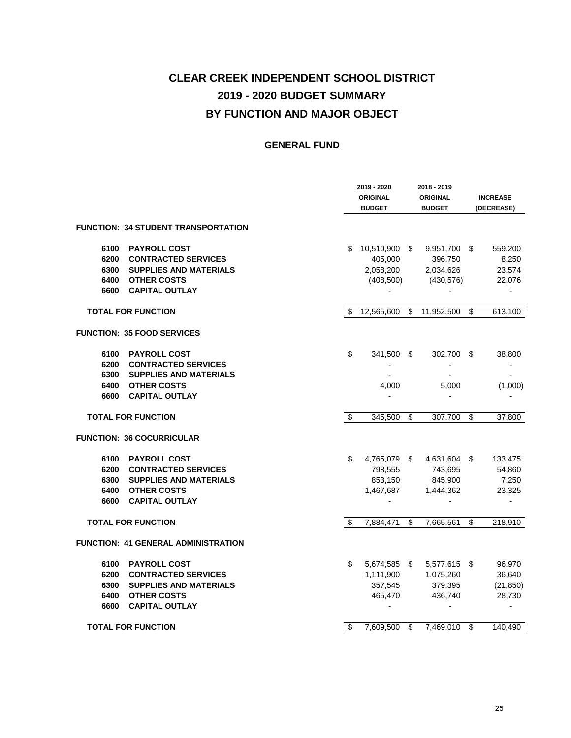# CLEAR CREEK INDEPENDENT SCHOOL DISTRICT
# 2019 - 2020 BUDGET SUMMARY
# BY FUNCTION AND MAJOR OBJECT

## GENERAL FUND

| | | 2019 - 2020 ORIGINAL BUDGET | 2018 - 2019 ORIGINAL BUDGET | INCREASE (DECREASE) |
|---|---|---|---|---|
| **FUNCTION: 34 STUDENT TRANSPORTATION** | | | | |
| **6100** | **PAYROLL COST** | $ 10,510,900 | $ 9,951,700 | $ 559,200 |
| **6200** | **CONTRACTED SERVICES** | 405,000 | 396,750 | 8,250 |
| **6300** | **SUPPLIES AND MATERIALS** | 2,058,200 | 2,034,626 | 23,574 |
| **6400** | **OTHER COSTS** | (408,500) | (430,576) | 22,076 |
| **6600** | **CAPITAL OUTLAY** | - | - | - |
| **TOTAL FOR FUNCTION** | | $ 12,565,600 | $ 11,952,500 | $ 613,100 |
| **FUNCTION: 35 FOOD SERVICES** | | | | |
| **6100** | **PAYROLL COST** | $ 341,500 | $ 302,700 | $ 38,800 |
| **6200** | **CONTRACTED SERVICES** | - | - | - |
| **6300** | **SUPPLIES AND MATERIALS** | - | - | - |
| **6400** | **OTHER COSTS** | 4,000 | 5,000 | (1,000) |
| **6600** | **CAPITAL OUTLAY** | - | - | - |
| **TOTAL FOR FUNCTION** | | $ 345,500 | $ 307,700 | $ 37,800 |
| **FUNCTION: 36 COCURRICULAR** | | | | |
| **6100** | **PAYROLL COST** | $ 4,765,079 | $ 4,631,604 | $ 133,475 |
| **6200** | **CONTRACTED SERVICES** | 798,555 | 743,695 | 54,860 |
| **6300** | **SUPPLIES AND MATERIALS** | 853,150 | 845,900 | 7,250 |
| **6400** | **OTHER COSTS** | 1,467,687 | 1,444,362 | 23,325 |
| **6600** | **CAPITAL OUTLAY** | - | - | - |
| **TOTAL FOR FUNCTION** | | $ 7,884,471 | $ 7,665,561 | $ 218,910 |
| **FUNCTION: 41 GENERAL ADMINISTRATION** | | | | |
| **6100** | **PAYROLL COST** | $ 5,674,585 | $ 5,577,615 | $ 96,970 |
| **6200** | **CONTRACTED SERVICES** | 1,111,900 | 1,075,260 | 36,640 |
| **6300** | **SUPPLIES AND MATERIALS** | 357,545 | 379,395 | (21,850) |
| **6400** | **OTHER COSTS** | 465,470 | 436,740 | 28,730 |
| **6600** | **CAPITAL OUTLAY** | - | - | - |
| **TOTAL FOR FUNCTION** | | $ 7,609,500 | $ 7,469,010 | $ 140,490 |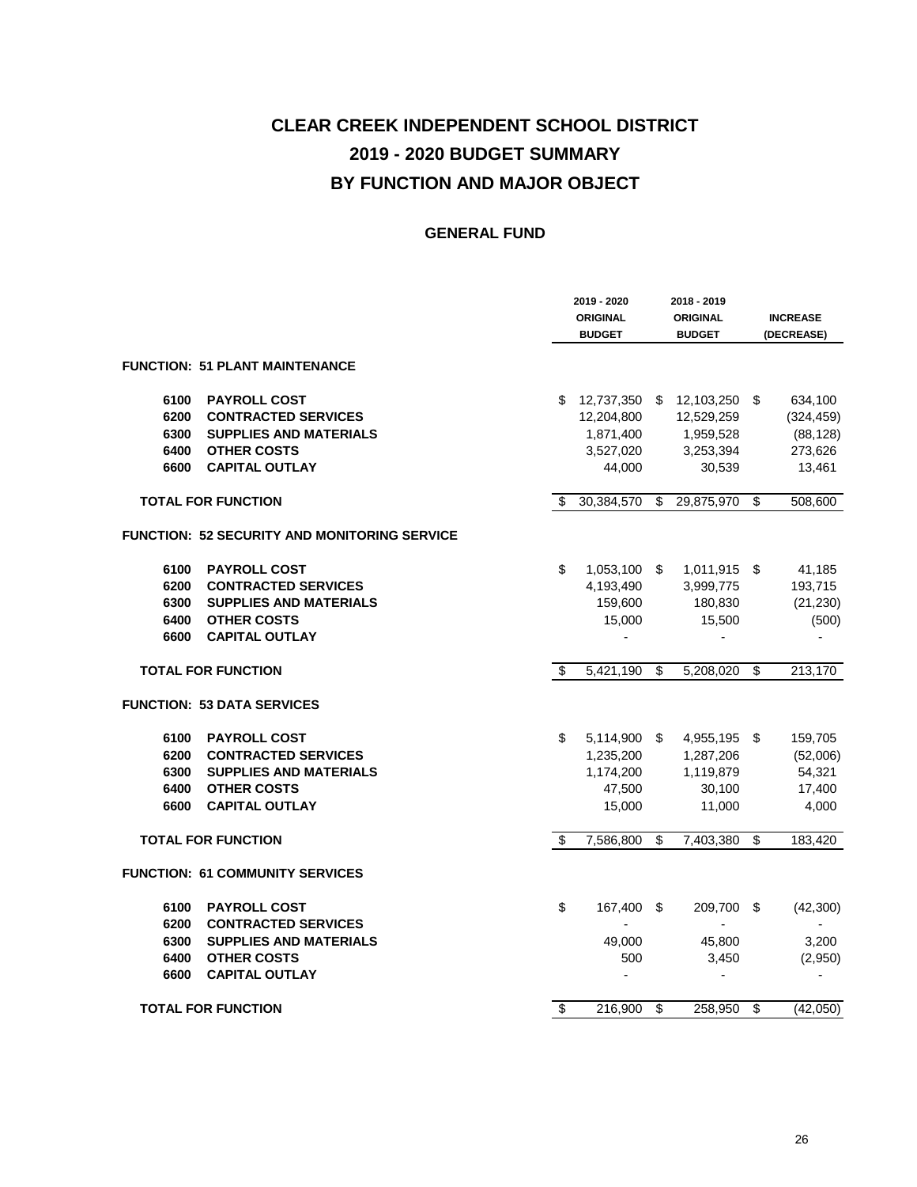# CLEAR CREEK INDEPENDENT SCHOOL DISTRICT

# 2019 - 2020 BUDGET SUMMARY

# BY FUNCTION AND MAJOR OBJECT

## GENERAL FUND

| | | 2019 - 2020 ORIGINAL BUDGET | 2018 - 2019 ORIGINAL BUDGET | INCREASE (DECREASE) |
|---|---|---|---|---|
| **FUNCTION: 51 PLANT MAINTENANCE** | | | | |
| 6100 | PAYROLL COST | $ 12,737,350 | $ 12,103,250 | $ 634,100 |
| 6200 | CONTRACTED SERVICES | 12,204,800 | 12,529,259 | (324,459) |
| 6300 | SUPPLIES AND MATERIALS | 1,871,400 | 1,959,528 | (88,128) |
| 6400 | OTHER COSTS | 3,527,020 | 3,253,394 | 273,626 |
| 6600 | CAPITAL OUTLAY | 44,000 | 30,539 | 13,461 |
| **TOTAL FOR FUNCTION** | | $ 30,384,570 | $ 29,875,970 | $ 508,600 |
| **FUNCTION: 52 SECURITY AND MONITORING SERVICE** | | | | |
| 6100 | PAYROLL COST | $ 1,053,100 | $ 1,011,915 | $ 41,185 |
| 6200 | CONTRACTED SERVICES | 4,193,490 | 3,999,775 | 193,715 |
| 6300 | SUPPLIES AND MATERIALS | 159,600 | 180,830 | (21,230) |
| 6400 | OTHER COSTS | 15,000 | 15,500 | (500) |
| 6600 | CAPITAL OUTLAY | - | - | - |
| **TOTAL FOR FUNCTION** | | $ 5,421,190 | $ 5,208,020 | $ 213,170 |
| **FUNCTION: 53 DATA SERVICES** | | | | |
| 6100 | PAYROLL COST | $ 5,114,900 | $ 4,955,195 | $ 159,705 |
| 6200 | CONTRACTED SERVICES | 1,235,200 | 1,287,206 | (52,006) |
| 6300 | SUPPLIES AND MATERIALS | 1,174,200 | 1,119,879 | 54,321 |
| 6400 | OTHER COSTS | 47,500 | 30,100 | 17,400 |
| 6600 | CAPITAL OUTLAY | 15,000 | 11,000 | 4,000 |
| **TOTAL FOR FUNCTION** | | $ 7,586,800 | $ 7,403,380 | $ 183,420 |
| **FUNCTION: 61 COMMUNITY SERVICES** | | | | |
| 6100 | PAYROLL COST | $ 167,400 | $ 209,700 | $ (42,300) |
| 6200 | CONTRACTED SERVICES | - | - | - |
| 6300 | SUPPLIES AND MATERIALS | 49,000 | 45,800 | 3,200 |
| 6400 | OTHER COSTS | 500 | 3,450 | (2,950) |
| 6600 | CAPITAL OUTLAY | - | - | - |
| **TOTAL FOR FUNCTION** | | $ 216,900 | $ 258,950 | $ (42,050) |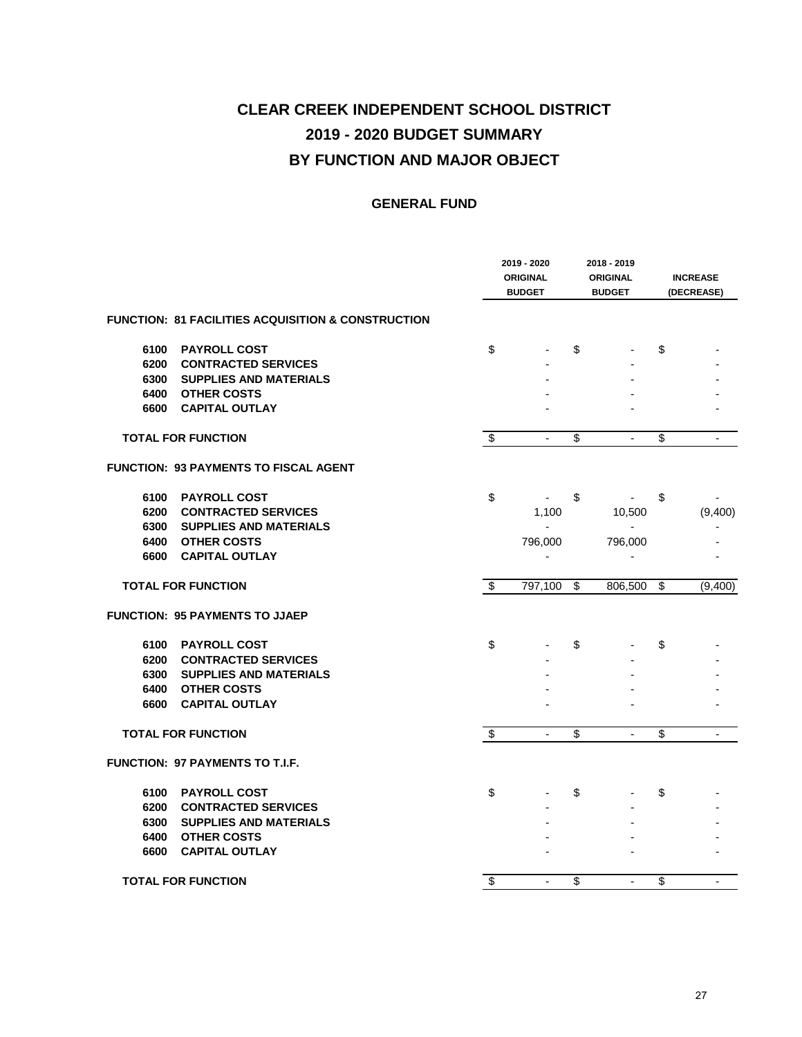# CLEAR CREEK INDEPENDENT SCHOOL DISTRICT
# 2019 - 2020 BUDGET SUMMARY
# BY FUNCTION AND MAJOR OBJECT

## GENERAL FUND

| | | 2019 - 2020 ORIGINAL BUDGET | 2018 - 2019 ORIGINAL BUDGET | INCREASE (DECREASE) |
|---|---|---|---|---|
| **FUNCTION: 81 FACILITIES ACQUISITION & CONSTRUCTION** | | | | |
| 6100 | PAYROLL COST | $ - | $ - | $ - |
| 6200 | CONTRACTED SERVICES | - | - | - |
| 6300 | SUPPLIES AND MATERIALS | - | - | - |
| 6400 | OTHER COSTS | - | - | - |
| 6600 | CAPITAL OUTLAY | - | - | - |
| **TOTAL FOR FUNCTION** | | $ - | $ - | $ - |
| **FUNCTION: 93 PAYMENTS TO FISCAL AGENT** | | | | |
| 6100 | PAYROLL COST | $ - | $ - | $ - |
| 6200 | CONTRACTED SERVICES | 1,100 | 10,500 | (9,400) |
| 6300 | SUPPLIES AND MATERIALS | - | - | - |
| 6400 | OTHER COSTS | 796,000 | 796,000 | - |
| 6600 | CAPITAL OUTLAY | - | - | - |
| **TOTAL FOR FUNCTION** | | $ 797,100 | $ 806,500 | $ (9,400) |
| **FUNCTION: 95 PAYMENTS TO JJAEP** | | | | |
| 6100 | PAYROLL COST | $ - | $ - | $ - |
| 6200 | CONTRACTED SERVICES | - | - | - |
| 6300 | SUPPLIES AND MATERIALS | - | - | - |
| 6400 | OTHER COSTS | - | - | - |
| 6600 | CAPITAL OUTLAY | - | - | - |
| **TOTAL FOR FUNCTION** | | $ - | $ - | $ - |
| **FUNCTION: 97 PAYMENTS TO T.I.F.** | | | | |
| 6100 | PAYROLL COST | $ - | $ - | $ - |
| 6200 | CONTRACTED SERVICES | - | - | - |
| 6300 | SUPPLIES AND MATERIALS | - | - | - |
| 6400 | OTHER COSTS | - | - | - |
| 6600 | CAPITAL OUTLAY | - | - | - |
| **TOTAL FOR FUNCTION** | | $ - | $ - | $ - |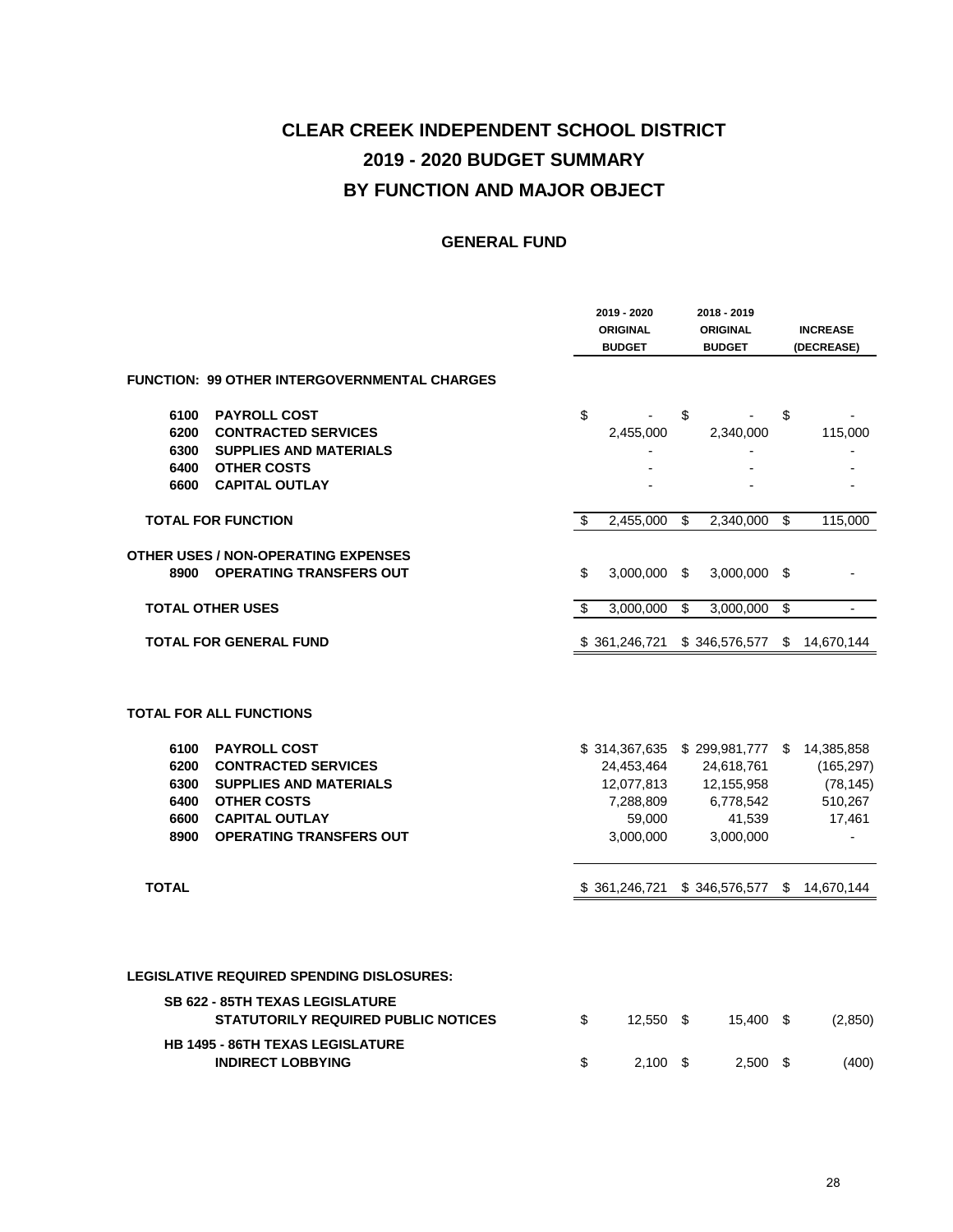# CLEAR CREEK INDEPENDENT SCHOOL DISTRICT
# 2019 - 2020 BUDGET SUMMARY
# BY FUNCTION AND MAJOR OBJECT

## GENERAL FUND

| | | 2019 - 2020 ORIGINAL BUDGET | 2018 - 2019 ORIGINAL BUDGET | INCREASE (DECREASE) |
|---|---|---|---|---|
| **FUNCTION: 99 OTHER INTERGOVERNMENTAL CHARGES** | | | | |
| **6100** | **PAYROLL COST** | $ - | $ - | $ - |
| **6200** | **CONTRACTED SERVICES** | 2,455,000 | 2,340,000 | 115,000 |
| **6300** | **SUPPLIES AND MATERIALS** | - | - | - |
| **6400** | **OTHER COSTS** | - | - | - |
| **6600** | **CAPITAL OUTLAY** | - | - | - |
| **TOTAL FOR FUNCTION** | | $ 2,455,000 | $ 2,340,000 | $ 115,000 |
| **OTHER USES / NON-OPERATING EXPENSES** | | | | |
| **8900** | **OPERATING TRANSFERS OUT** | $ 3,000,000 | $ 3,000,000 | $ - |
| **TOTAL OTHER USES** | | $ 3,000,000 | $ 3,000,000 | $ - |
| **TOTAL FOR GENERAL FUND** | | $ 361,246,721 | $ 346,576,577 | $ 14,670,144 |

**TOTAL FOR ALL FUNCTIONS**

| | | 2019 - 2020 ORIGINAL BUDGET | 2018 - 2019 ORIGINAL BUDGET | INCREASE (DECREASE) |
|---|---|---|---|---|
| **6100** | **PAYROLL COST** | $ 314,367,635 | $ 299,981,777 | $ 14,385,858 |
| **6200** | **CONTRACTED SERVICES** | 24,453,464 | 24,618,761 | (165,297) |
| **6300** | **SUPPLIES AND MATERIALS** | 12,077,813 | 12,155,958 | (78,145) |
| **6400** | **OTHER COSTS** | 7,288,809 | 6,778,542 | 510,267 |
| **6600** | **CAPITAL OUTLAY** | 59,000 | 41,539 | 17,461 |
| **8900** | **OPERATING TRANSFERS OUT** | 3,000,000 | 3,000,000 | - |
| **TOTAL** | | $ 361,246,721 | $ 346,576,577 | $ 14,670,144 |

**LEGISLATIVE REQUIRED SPENDING DISLOSURES:**

| | 2019 - 2020 | 2018 - 2019 | INCREASE (DECREASE) |
|---|---|---|---|
| **SB 622 - 85TH TEXAS LEGISLATURE STATUTORILY REQUIRED PUBLIC NOTICES** | $ 12,550 | $ 15,400 | $ (2,850) |
| **HB 1495 - 86TH TEXAS LEGISLATURE INDIRECT LOBBYING** | $ 2,100 | $ 2,500 | $ (400) |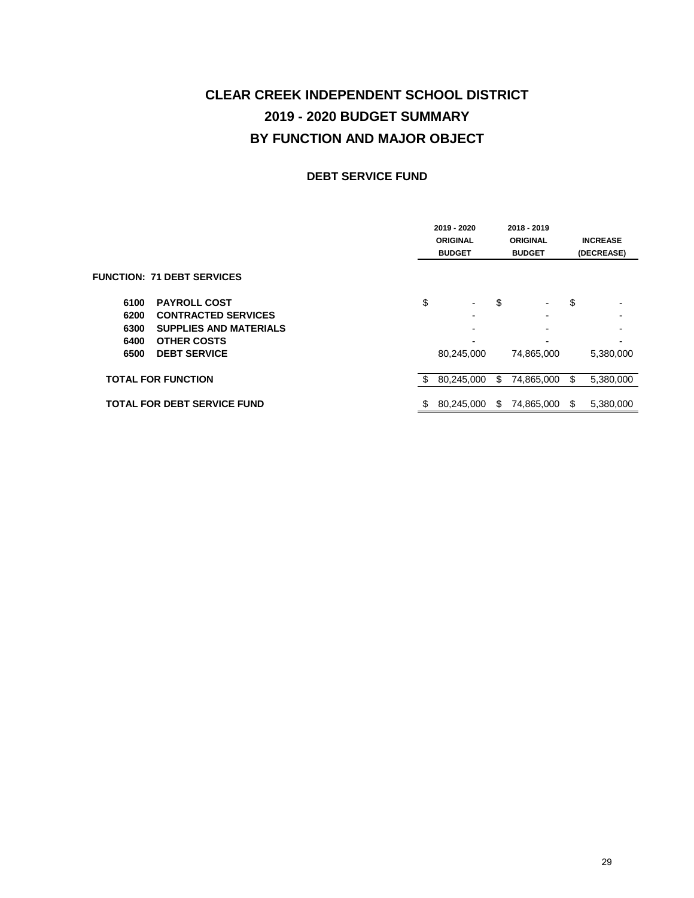# CLEAR CREEK INDEPENDENT SCHOOL DISTRICT
# 2019 - 2020 BUDGET SUMMARY
# BY FUNCTION AND MAJOR OBJECT

## DEBT SERVICE FUND

| | | 2019 - 2020 ORIGINAL BUDGET | 2018 - 2019 ORIGINAL BUDGET | INCREASE (DECREASE) |
|---|---|---|---|---|
| **FUNCTION: 71 DEBT SERVICES** | | | | |
| **6100** | **PAYROLL COST** | $ - | $ - | $ - |
| **6200** | **CONTRACTED SERVICES** | - | - | - |
| **6300** | **SUPPLIES AND MATERIALS** | - | - | - |
| **6400** | **OTHER COSTS** | - | - | - |
| **6500** | **DEBT SERVICE** | 80,245,000 | 74,865,000 | 5,380,000 |
| **TOTAL FOR FUNCTION** | | $ 80,245,000 | $ 74,865,000 | $ 5,380,000 |
| **TOTAL FOR DEBT SERVICE FUND** | | $ 80,245,000 | $ 74,865,000 | $ 5,380,000 |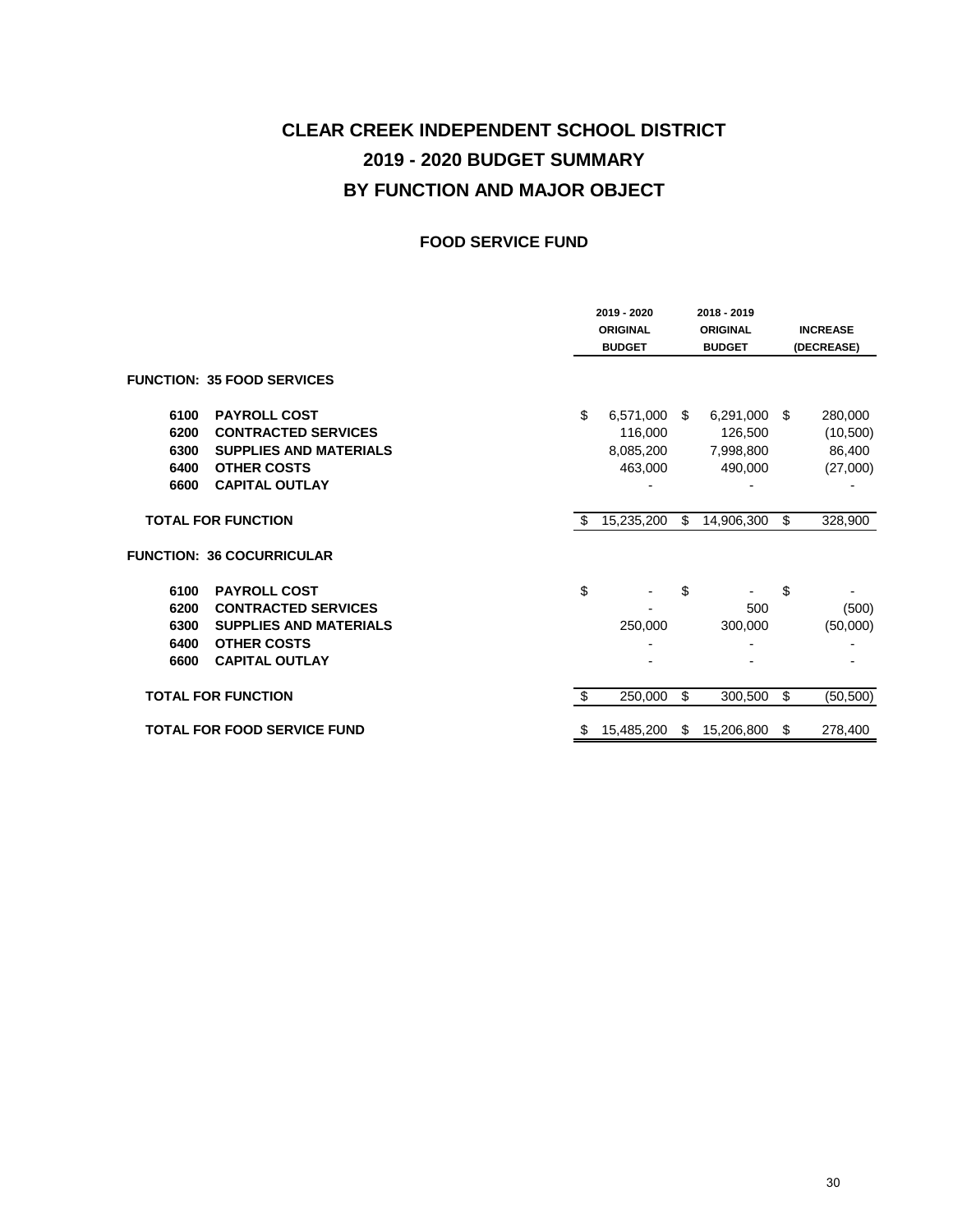# CLEAR CREEK INDEPENDENT SCHOOL DISTRICT

# 2019 - 2020 BUDGET SUMMARY

# BY FUNCTION AND MAJOR OBJECT

## FOOD SERVICE FUND

| | | 2019 - 2020 ORIGINAL BUDGET | 2018 - 2019 ORIGINAL BUDGET | INCREASE (DECREASE) |
|---|---|---|---|---|
| **FUNCTION: 35 FOOD SERVICES** | | | | |
| **6100** | **PAYROLL COST** | $ 6,571,000 | $ 6,291,000 | $ 280,000 |
| **6200** | **CONTRACTED SERVICES** | 116,000 | 126,500 | (10,500) |
| **6300** | **SUPPLIES AND MATERIALS** | 8,085,200 | 7,998,800 | 86,400 |
| **6400** | **OTHER COSTS** | 463,000 | 490,000 | (27,000) |
| **6600** | **CAPITAL OUTLAY** | - | - | - |
| **TOTAL FOR FUNCTION** | | $ 15,235,200 | $ 14,906,300 | $ 328,900 |
| **FUNCTION: 36 COCURRICULAR** | | | | |
| **6100** | **PAYROLL COST** | $ - | $ - | $ - |
| **6200** | **CONTRACTED SERVICES** | - | 500 | (500) |
| **6300** | **SUPPLIES AND MATERIALS** | 250,000 | 300,000 | (50,000) |
| **6400** | **OTHER COSTS** | - | - | - |
| **6600** | **CAPITAL OUTLAY** | - | - | - |
| **TOTAL FOR FUNCTION** | | $ 250,000 | $ 300,500 | $ (50,500) |
| **TOTAL FOR FOOD SERVICE FUND** | | $ 15,485,200 | $ 15,206,800 | $ 278,400 |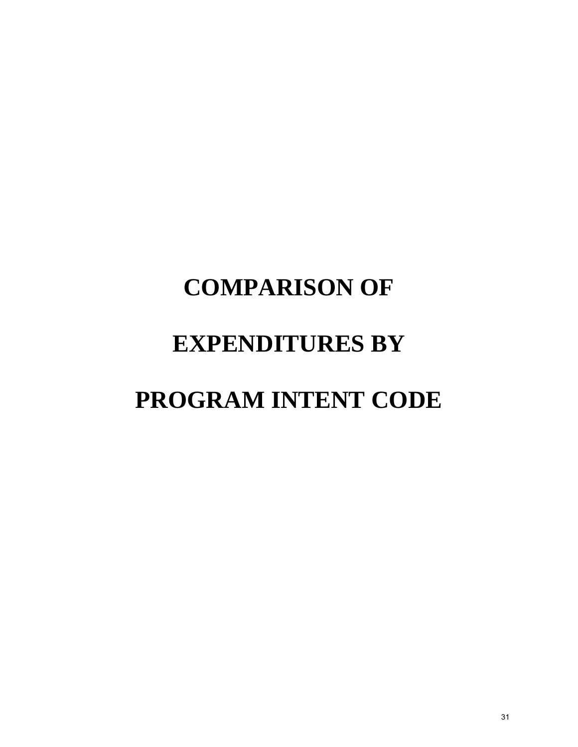# COMPARISON OF

# EXPENDITURES BY

# PROGRAM INTENT CODE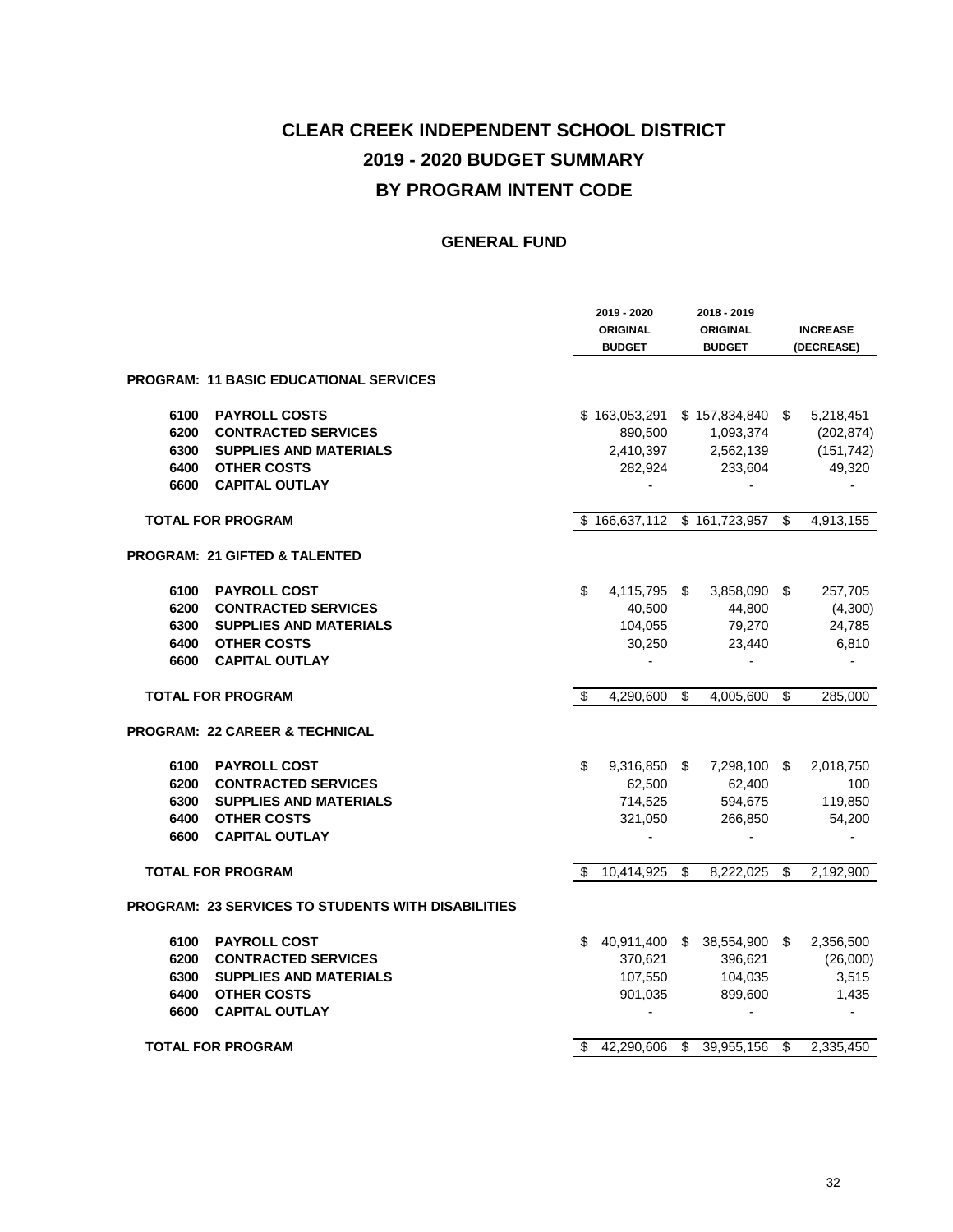# CLEAR CREEK INDEPENDENT SCHOOL DISTRICT
# 2019 - 2020 BUDGET SUMMARY
# BY PROGRAM INTENT CODE

## GENERAL FUND

| | | 2019 - 2020 ORIGINAL BUDGET | 2018 - 2019 ORIGINAL BUDGET | INCREASE (DECREASE) |
|---|---|---|---|---|
| **PROGRAM: 11 BASIC EDUCATIONAL SERVICES** | | | | |
| **6100** | **PAYROLL COSTS** | $ 163,053,291 | $ 157,834,840 | $ 5,218,451 |
| **6200** | **CONTRACTED SERVICES** | 890,500 | 1,093,374 | (202,874) |
| **6300** | **SUPPLIES AND MATERIALS** | 2,410,397 | 2,562,139 | (151,742) |
| **6400** | **OTHER COSTS** | 282,924 | 233,604 | 49,320 |
| **6600** | **CAPITAL OUTLAY** | - | - | - |
| **TOTAL FOR PROGRAM** | | $ 166,637,112 | $ 161,723,957 | $ 4,913,155 |
| **PROGRAM: 21 GIFTED & TALENTED** | | | | |
| **6100** | **PAYROLL COST** | $ 4,115,795 | $ 3,858,090 | $ 257,705 |
| **6200** | **CONTRACTED SERVICES** | 40,500 | 44,800 | (4,300) |
| **6300** | **SUPPLIES AND MATERIALS** | 104,055 | 79,270 | 24,785 |
| **6400** | **OTHER COSTS** | 30,250 | 23,440 | 6,810 |
| **6600** | **CAPITAL OUTLAY** | - | - | - |
| **TOTAL FOR PROGRAM** | | $ 4,290,600 | $ 4,005,600 | $ 285,000 |
| **PROGRAM: 22 CAREER & TECHNICAL** | | | | |
| **6100** | **PAYROLL COST** | $ 9,316,850 | $ 7,298,100 | $ 2,018,750 |
| **6200** | **CONTRACTED SERVICES** | 62,500 | 62,400 | 100 |
| **6300** | **SUPPLIES AND MATERIALS** | 714,525 | 594,675 | 119,850 |
| **6400** | **OTHER COSTS** | 321,050 | 266,850 | 54,200 |
| **6600** | **CAPITAL OUTLAY** | - | - | - |
| **TOTAL FOR PROGRAM** | | $ 10,414,925 | $ 8,222,025 | $ 2,192,900 |
| **PROGRAM: 23 SERVICES TO STUDENTS WITH DISABILITIES** | | | | |
| **6100** | **PAYROLL COST** | $ 40,911,400 | $ 38,554,900 | $ 2,356,500 |
| **6200** | **CONTRACTED SERVICES** | 370,621 | 396,621 | (26,000) |
| **6300** | **SUPPLIES AND MATERIALS** | 107,550 | 104,035 | 3,515 |
| **6400** | **OTHER COSTS** | 901,035 | 899,600 | 1,435 |
| **6600** | **CAPITAL OUTLAY** | - | - | - |
| **TOTAL FOR PROGRAM** | | $ 42,290,606 | $ 39,955,156 | $ 2,335,450 |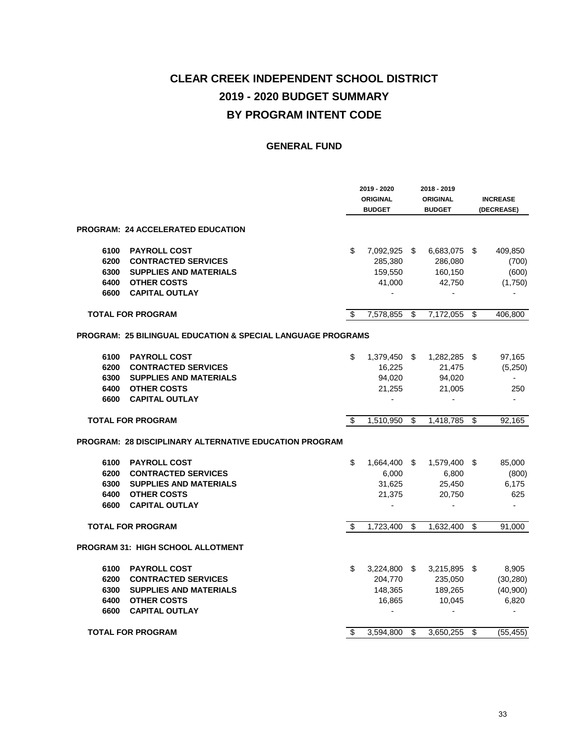# CLEAR CREEK INDEPENDENT SCHOOL DISTRICT
# 2019 - 2020 BUDGET SUMMARY
# BY PROGRAM INTENT CODE

## GENERAL FUND

| | | 2019 - 2020 ORIGINAL BUDGET | 2018 - 2019 ORIGINAL BUDGET | INCREASE (DECREASE) |
|---|---|---|---|---|
| **PROGRAM: 24 ACCELERATED EDUCATION** | | | | |
| **6100** | **PAYROLL COST** | $ 7,092,925 | $ 6,683,075 | $ 409,850 |
| **6200** | **CONTRACTED SERVICES** | 285,380 | 286,080 | (700) |
| **6300** | **SUPPLIES AND MATERIALS** | 159,550 | 160,150 | (600) |
| **6400** | **OTHER COSTS** | 41,000 | 42,750 | (1,750) |
| **6600** | **CAPITAL OUTLAY** | - | - | - |
| **TOTAL FOR PROGRAM** | | $ 7,578,855 | $ 7,172,055 | $ 406,800 |
| **PROGRAM: 25 BILINGUAL EDUCATION & SPECIAL LANGUAGE PROGRAMS** | | | | |
| **6100** | **PAYROLL COST** | $ 1,379,450 | $ 1,282,285 | $ 97,165 |
| **6200** | **CONTRACTED SERVICES** | 16,225 | 21,475 | (5,250) |
| **6300** | **SUPPLIES AND MATERIALS** | 94,020 | 94,020 | - |
| **6400** | **OTHER COSTS** | 21,255 | 21,005 | 250 |
| **6600** | **CAPITAL OUTLAY** | - | - | - |
| **TOTAL FOR PROGRAM** | | $ 1,510,950 | $ 1,418,785 | $ 92,165 |
| **PROGRAM: 28 DISCIPLINARY ALTERNATIVE EDUCATION PROGRAM** | | | | |
| **6100** | **PAYROLL COST** | $ 1,664,400 | $ 1,579,400 | $ 85,000 |
| **6200** | **CONTRACTED SERVICES** | 6,000 | 6,800 | (800) |
| **6300** | **SUPPLIES AND MATERIALS** | 31,625 | 25,450 | 6,175 |
| **6400** | **OTHER COSTS** | 21,375 | 20,750 | 625 |
| **6600** | **CAPITAL OUTLAY** | - | - | - |
| **TOTAL FOR PROGRAM** | | $ 1,723,400 | $ 1,632,400 | $ 91,000 |
| **PROGRAM 31: HIGH SCHOOL ALLOTMENT** | | | | |
| **6100** | **PAYROLL COST** | $ 3,224,800 | $ 3,215,895 | $ 8,905 |
| **6200** | **CONTRACTED SERVICES** | 204,770 | 235,050 | (30,280) |
| **6300** | **SUPPLIES AND MATERIALS** | 148,365 | 189,265 | (40,900) |
| **6400** | **OTHER COSTS** | 16,865 | 10,045 | 6,820 |
| **6600** | **CAPITAL OUTLAY** | - | - | - |
| **TOTAL FOR PROGRAM** | | $ 3,594,800 | $ 3,650,255 | $ (55,455) |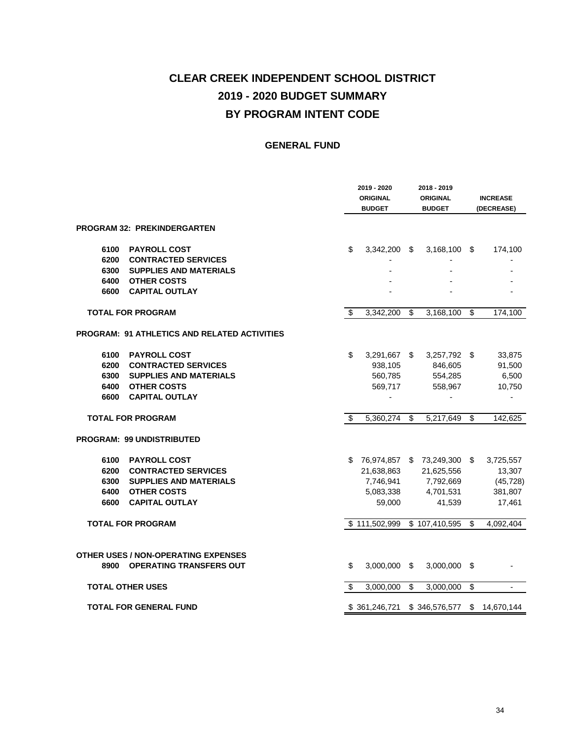# CLEAR CREEK INDEPENDENT SCHOOL DISTRICT
# 2019 - 2020 BUDGET SUMMARY
# BY PROGRAM INTENT CODE

## GENERAL FUND

| | | 2019 - 2020 ORIGINAL BUDGET | 2018 - 2019 ORIGINAL BUDGET | INCREASE (DECREASE) |
|---|---|---|---|---|
| **PROGRAM 32: PREKINDERGARTEN** | | | | |
| 6100 | PAYROLL COST | $ 3,342,200 | $ 3,168,100 | $ 174,100 |
| 6200 | CONTRACTED SERVICES | - | - | - |
| 6300 | SUPPLIES AND MATERIALS | - | - | - |
| 6400 | OTHER COSTS | - | - | - |
| 6600 | CAPITAL OUTLAY | - | - | - |
| **TOTAL FOR PROGRAM** | | $ 3,342,200 | $ 3,168,100 | $ 174,100 |
| **PROGRAM: 91 ATHLETICS AND RELATED ACTIVITIES** | | | | |
| 6100 | PAYROLL COST | $ 3,291,667 | $ 3,257,792 | $ 33,875 |
| 6200 | CONTRACTED SERVICES | 938,105 | 846,605 | 91,500 |
| 6300 | SUPPLIES AND MATERIALS | 560,785 | 554,285 | 6,500 |
| 6400 | OTHER COSTS | 569,717 | 558,967 | 10,750 |
| 6600 | CAPITAL OUTLAY | - | - | - |
| **TOTAL FOR PROGRAM** | | $ 5,360,274 | $ 5,217,649 | $ 142,625 |
| **PROGRAM: 99 UNDISTRIBUTED** | | | | |
| 6100 | PAYROLL COST | $ 76,974,857 | $ 73,249,300 | $ 3,725,557 |
| 6200 | CONTRACTED SERVICES | 21,638,863 | 21,625,556 | 13,307 |
| 6300 | SUPPLIES AND MATERIALS | 7,746,941 | 7,792,669 | (45,728) |
| 6400 | OTHER COSTS | 5,083,338 | 4,701,531 | 381,807 |
| 6600 | CAPITAL OUTLAY | 59,000 | 41,539 | 17,461 |
| **TOTAL FOR PROGRAM** | | $ 111,502,999 | $ 107,410,595 | $ 4,092,404 |
| **OTHER USES / NON-OPERATING EXPENSES** | | | | |
| 8900 | OPERATING TRANSFERS OUT | $ 3,000,000 | $ 3,000,000 | $ - |
| **TOTAL OTHER USES** | | $ 3,000,000 | $ 3,000,000 | $ - |
| **TOTAL FOR GENERAL FUND** | | $ 361,246,721 | $ 346,576,577 | $ 14,670,144 |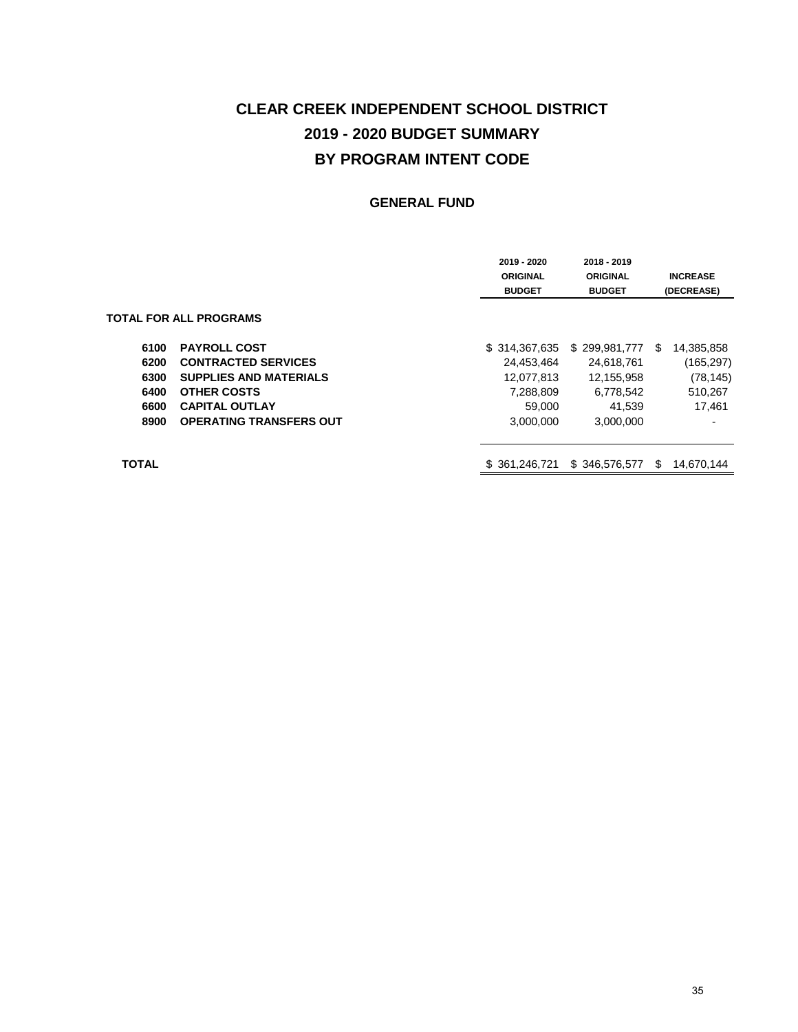# CLEAR CREEK INDEPENDENT SCHOOL DISTRICT

# 2019 - 2020 BUDGET SUMMARY

# BY PROGRAM INTENT CODE

## GENERAL FUND

| | | 2019 - 2020 ORIGINAL BUDGET | 2018 - 2019 ORIGINAL BUDGET | INCREASE (DECREASE) |
|---|---|---|---|---|
| **TOTAL FOR ALL PROGRAMS** | | | | |
| **6100** | **PAYROLL COST** | $ 314,367,635 | $ 299,981,777 | $ 14,385,858 |
| **6200** | **CONTRACTED SERVICES** | 24,453,464 | 24,618,761 | (165,297) |
| **6300** | **SUPPLIES AND MATERIALS** | 12,077,813 | 12,155,958 | (78,145) |
| **6400** | **OTHER COSTS** | 7,288,809 | 6,778,542 | 510,267 |
| **6600** | **CAPITAL OUTLAY** | 59,000 | 41,539 | 17,461 |
| **8900** | **OPERATING TRANSFERS OUT** | 3,000,000 | 3,000,000 | - |
| **TOTAL** | | $ 361,246,721 | $ 346,576,577 | $ 14,670,144 |